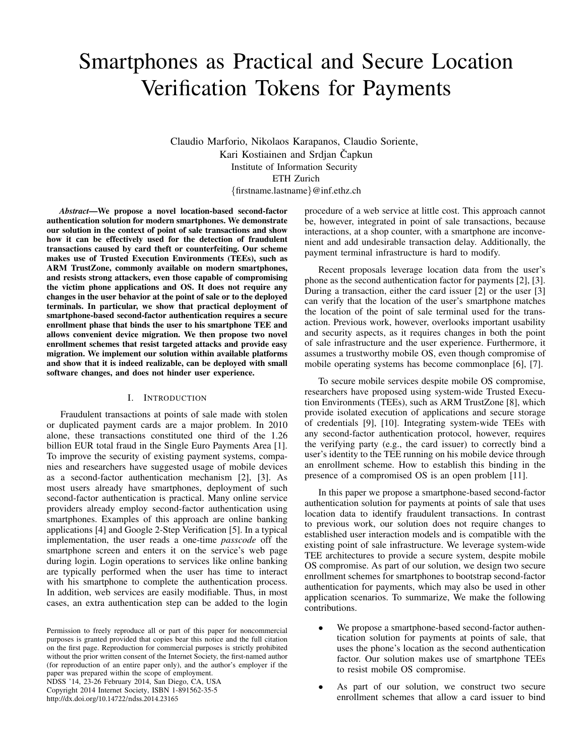# Smartphones as Practical and Secure Location Verification Tokens for Payments

Claudio Marforio, Nikolaos Karapanos, Claudio Soriente, Kari Kostiainen and Srdjan Čapkun
Institute of Information Security
ETH Zurich
{firstname.lastname}@inf.ethz.ch

***Abstract*—We propose a novel location-based second-factor authentication solution for modern smartphones. We demonstrate our solution in the context of point of sale transactions and show how it can be effectively used for the detection of fraudulent transactions caused by card theft or counterfeiting. Our scheme makes use of Trusted Execution Environments (TEEs), such as ARM TrustZone, commonly available on modern smartphones, and resists strong attackers, even those capable of compromising the victim phone applications and OS. It does not require any changes in the user behavior at the point of sale or to the deployed terminals. In particular, we show that practical deployment of smartphone-based second-factor authentication requires a secure enrollment phase that binds the user to his smartphone TEE and allows convenient device migration. We then propose two novel enrollment schemes that resist targeted attacks and provide easy migration. We implement our solution within available platforms and show that it is indeed realizable, can be deployed with small software changes, and does not hinder user experience.**

## I. Introduction

Fraudulent transactions at points of sale made with stolen or duplicated payment cards are a major problem. In 2010 alone, these transactions constituted one third of the 1.26 billion EUR total fraud in the Single Euro Payments Area [1]. To improve the security of existing payment systems, companies and researchers have suggested usage of mobile devices as a second-factor authentication mechanism [2], [3]. As most users already have smartphones, deployment of such second-factor authentication is practical. Many online service providers already employ second-factor authentication using smartphones. Examples of this approach are online banking applications [4] and Google 2-Step Verification [5]. In a typical implementation, the user reads a one-time *passcode* off the smartphone screen and enters it on the service's web page during login. Login operations to services like online banking are typically performed when the user has time to interact with his smartphone to complete the authentication process. In addition, web services are easily modifiable. Thus, in most cases, an extra authentication step can be added to the login procedure of a web service at little cost. This approach cannot be, however, integrated in point of sale transactions, because interactions, at a shop counter, with a smartphone are inconvenient and add undesirable transaction delay. Additionally, the payment terminal infrastructure is hard to modify.

Recent proposals leverage location data from the user's phone as the second authentication factor for payments [2], [3]. During a transaction, either the card issuer [2] or the user [3] can verify that the location of the user's smartphone matches the location of the point of sale terminal used for the transaction. Previous work, however, overlooks important usability and security aspects, as it requires changes in both the point of sale infrastructure and the user experience. Furthermore, it assumes a trustworthy mobile OS, even though compromise of mobile operating systems has become commonplace [6], [7].

To secure mobile services despite mobile OS compromise, researchers have proposed using system-wide Trusted Execution Environments (TEEs), such as ARM TrustZone [8], which provide isolated execution of applications and secure storage of credentials [9], [10]. Integrating system-wide TEEs with any second-factor authentication protocol, however, requires the verifying party (e.g., the card issuer) to correctly bind a user's identity to the TEE running on his mobile device through an enrollment scheme. How to establish this binding in the presence of a compromised OS is an open problem [11].

In this paper we propose a smartphone-based second-factor authentication solution for payments at points of sale that uses location data to identify fraudulent transactions. In contrast to previous work, our solution does not require changes to established user interaction models and is compatible with the existing point of sale infrastructure. We leverage system-wide TEE architectures to provide a secure system, despite mobile OS compromise. As part of our solution, we design two secure enrollment schemes for smartphones to bootstrap second-factor authentication for payments, which may also be used in other application scenarios. To summarize, We make the following contributions.

- We propose a smartphone-based second-factor authentication solution for payments at points of sale, that uses the phone's location as the second authentication factor. Our solution makes use of smartphone TEEs to resist mobile OS compromise.
- As part of our solution, we construct two secure enrollment schemes that allow a card issuer to bind

Permission to freely reproduce all or part of this paper for noncommercial purposes is granted provided that copies bear this notice and the full citation on the first page. Reproduction for commercial purposes is strictly prohibited without the prior written consent of the Internet Society, the first-named author (for reproduction of an entire paper only), and the author's employer if the paper was prepared within the scope of employment.
NDSS '14, 23-26 February 2014, San Diego, CA, USA
Copyright 2014 Internet Society, ISBN 1-891562-35-5
http://dx.doi.org/10.14722/ndss.2014.23165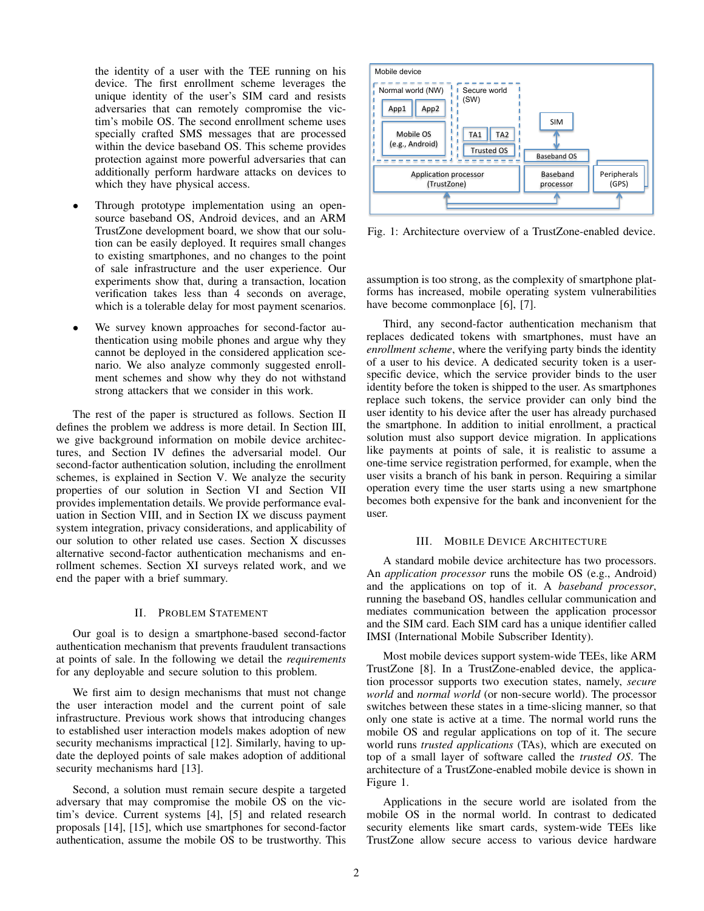the identity of a user with the TEE running on his device. The first enrollment scheme leverages the unique identity of the user's SIM card and resists adversaries that can remotely compromise the victim's mobile OS. The second enrollment scheme uses specially crafted SMS messages that are processed within the device baseband OS. This scheme provides protection against more powerful adversaries that can additionally perform hardware attacks on devices to which they have physical access.

- Through prototype implementation using an open-source baseband OS, Android devices, and an ARM TrustZone development board, we show that our solution can be easily deployed. It requires small changes to existing smartphones, and no changes to the point of sale infrastructure and the user experience. Our experiments show that, during a transaction, location verification takes less than 4 seconds on average, which is a tolerable delay for most payment scenarios.
- We survey known approaches for second-factor authentication using mobile phones and argue why they cannot be deployed in the considered application scenario. We also analyze commonly suggested enrollment schemes and show why they do not withstand strong attackers that we consider in this work.

The rest of the paper is structured as follows. Section II defines the problem we address is more detail. In Section III, we give background information on mobile device architectures, and Section IV defines the adversarial model. Our second-factor authentication solution, including the enrollment schemes, is explained in Section V. We analyze the security properties of our solution in Section VI and Section VII provides implementation details. We provide performance evaluation in Section VIII, and in Section IX we discuss payment system integration, privacy considerations, and applicability of our solution to other related use cases. Section X discusses alternative second-factor authentication mechanisms and enrollment schemes. Section XI surveys related work, and we end the paper with a brief summary.

## II. Problem Statement

Our goal is to design a smartphone-based second-factor authentication mechanism that prevents fraudulent transactions at points of sale. In the following we detail the *requirements* for any deployable and secure solution to this problem.

We first aim to design mechanisms that must not change the user interaction model and the current point of sale infrastructure. Previous work shows that introducing changes to established user interaction models makes adoption of new security mechanisms impractical [12]. Similarly, having to update the deployed points of sale makes adoption of additional security mechanisms hard [13].

Second, a solution must remain secure despite a targeted adversary that may compromise the mobile OS on the victim's device. Current systems [4], [5] and related research proposals [14], [15], which use smartphones for second-factor authentication, assume the mobile OS to be trustworthy. This assumption is too strong, as the complexity of smartphone platforms has increased, mobile operating system vulnerabilities have become commonplace [6], [7].

Third, any second-factor authentication mechanism that replaces dedicated tokens with smartphones, must have an *enrollment scheme*, where the verifying party binds the identity of a user to his device. A dedicated security token is a user-specific device, which the service provider binds to the user identity before the token is shipped to the user. As smartphones replace such tokens, the service provider can only bind the user identity to his device after the user has already purchased the smartphone. In addition to initial enrollment, a practical solution must also support device migration. In applications like payments at points of sale, it is realistic to assume a one-time service registration performed, for example, when the user visits a branch of his bank in person. Requiring a similar operation every time the user starts using a new smartphone becomes both expensive for the bank and inconvenient for the user.

Mobile device
Normal world (NW)
App1
App2
Mobile OS
(e.g., Android)
Secure world
(SW)
TA1
TA2
Trusted OS
SIM
Baseband OS
Application processor
(TrustZone)
Baseband
processor
Peripherals
(GPS)

Fig. 1: Architecture overview of a TrustZone-enabled device.

## III. Mobile Device Architecture

A standard mobile device architecture has two processors. An *application processor* runs the mobile OS (e.g., Android) and the applications on top of it. A *baseband processor*, running the baseband OS, handles cellular communication and mediates communication between the application processor and the SIM card. Each SIM card has a unique identifier called IMSI (International Mobile Subscriber Identity).

Most mobile devices support system-wide TEEs, like ARM TrustZone [8]. In a TrustZone-enabled device, the application processor supports two execution states, namely, *secure world* and *normal world* (or non-secure world). The processor switches between these states in a time-slicing manner, so that only one state is active at a time. The normal world runs the mobile OS and regular applications on top of it. The secure world runs *trusted applications* (TAs), which are executed on top of a small layer of software called the *trusted OS*. The architecture of a TrustZone-enabled mobile device is shown in Figure 1.

Applications in the secure world are isolated from the mobile OS in the normal world. In contrast to dedicated security elements like smart cards, system-wide TEEs like TrustZone allow secure access to various device hardware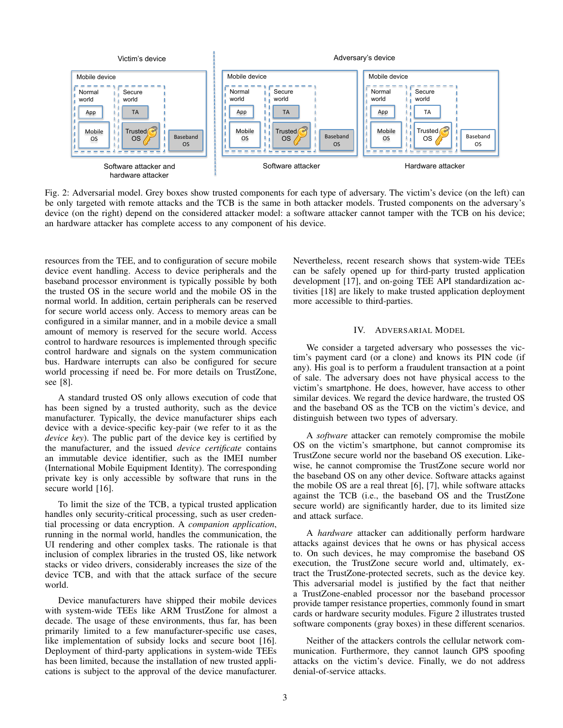Victim's device

Mobile device

Normal world

App

Mobile OS

Secure world

TA

Trusted OS

Baseband OS

Software attacker and hardware attacker

Adversary's device

Mobile device

Normal world

App

Mobile OS

Secure world

TA

Trusted OS

Baseband OS

Software attacker

Mobile device

Normal world

App

Mobile OS

Secure world

TA

Trusted OS

Baseband OS

Hardware attacker

Fig. 2: Adversarial model. Grey boxes show trusted components for each type of adversary. The victim's device (on the left) can be only targeted with remote attacks and the TCB is the same in both attacker models. Trusted components on the adversary's device (on the right) depend on the considered attacker model: a software attacker cannot tamper with the TCB on his device; an hardware attacker has complete access to any component of his device.

resources from the TEE, and to configuration of secure mobile device event handling. Access to device peripherals and the baseband processor environment is typically possible by both the trusted OS in the secure world and the mobile OS in the normal world. In addition, certain peripherals can be reserved for secure world access only. Access to memory areas can be configured in a similar manner, and in a mobile device a small amount of memory is reserved for the secure world. Access control to hardware resources is implemented through specific control hardware and signals on the system communication bus. Hardware interrupts can also be configured for secure world processing if need be. For more details on TrustZone, see [8].

A standard trusted OS only allows execution of code that has been signed by a trusted authority, such as the device manufacturer. Typically, the device manufacturer ships each device with a device-specific key-pair (we refer to it as the *device key*). The public part of the device key is certified by the manufacturer, and the issued *device certificate* contains an immutable device identifier, such as the IMEI number (International Mobile Equipment Identity). The corresponding private key is only accessible by software that runs in the secure world [16].

To limit the size of the TCB, a typical trusted application handles only security-critical processing, such as user credential processing or data encryption. A *companion application*, running in the normal world, handles the communication, the UI rendering and other complex tasks. The rationale is that inclusion of complex libraries in the trusted OS, like network stacks or video drivers, considerably increases the size of the device TCB, and with that the attack surface of the secure world.

Device manufacturers have shipped their mobile devices with system-wide TEEs like ARM TrustZone for almost a decade. The usage of these environments, thus far, has been primarily limited to a few manufacturer-specific use cases, like implementation of subsidy locks and secure boot [16]. Deployment of third-party applications in system-wide TEEs has been limited, because the installation of new trusted applications is subject to the approval of the device manufacturer. Nevertheless, recent research shows that system-wide TEEs can be safely opened up for third-party trusted application development [17], and on-going TEE API standardization activities [18] are likely to make trusted application deployment more accessible to third-parties.

## IV. Adversarial Model

We consider a targeted adversary who possesses the victim's payment card (or a clone) and knows its PIN code (if any). His goal is to perform a fraudulent transaction at a point of sale. The adversary does not have physical access to the victim's smartphone. He does, however, have access to other similar devices. We regard the device hardware, the trusted OS and the baseband OS as the TCB on the victim's device, and distinguish between two types of adversary.

A *software* attacker can remotely compromise the mobile OS on the victim's smartphone, but cannot compromise its TrustZone secure world nor the baseband OS execution. Likewise, he cannot compromise the TrustZone secure world nor the baseband OS on any other device. Software attacks against the mobile OS are a real threat [6], [7], while software attacks against the TCB (i.e., the baseband OS and the TrustZone secure world) are significantly harder, due to its limited size and attack surface.

A *hardware* attacker can additionally perform hardware attacks against devices that he owns or has physical access to. On such devices, he may compromise the baseband OS execution, the TrustZone secure world and, ultimately, extract the TrustZone-protected secrets, such as the device key. This adversarial model is justified by the fact that neither a TrustZone-enabled processor nor the baseband processor provide tamper resistance properties, commonly found in smart cards or hardware security modules. Figure 2 illustrates trusted software components (gray boxes) in these different scenarios.

Neither of the attackers controls the cellular network communication. Furthermore, they cannot launch GPS spoofing attacks on the victim's device. Finally, we do not address denial-of-service attacks.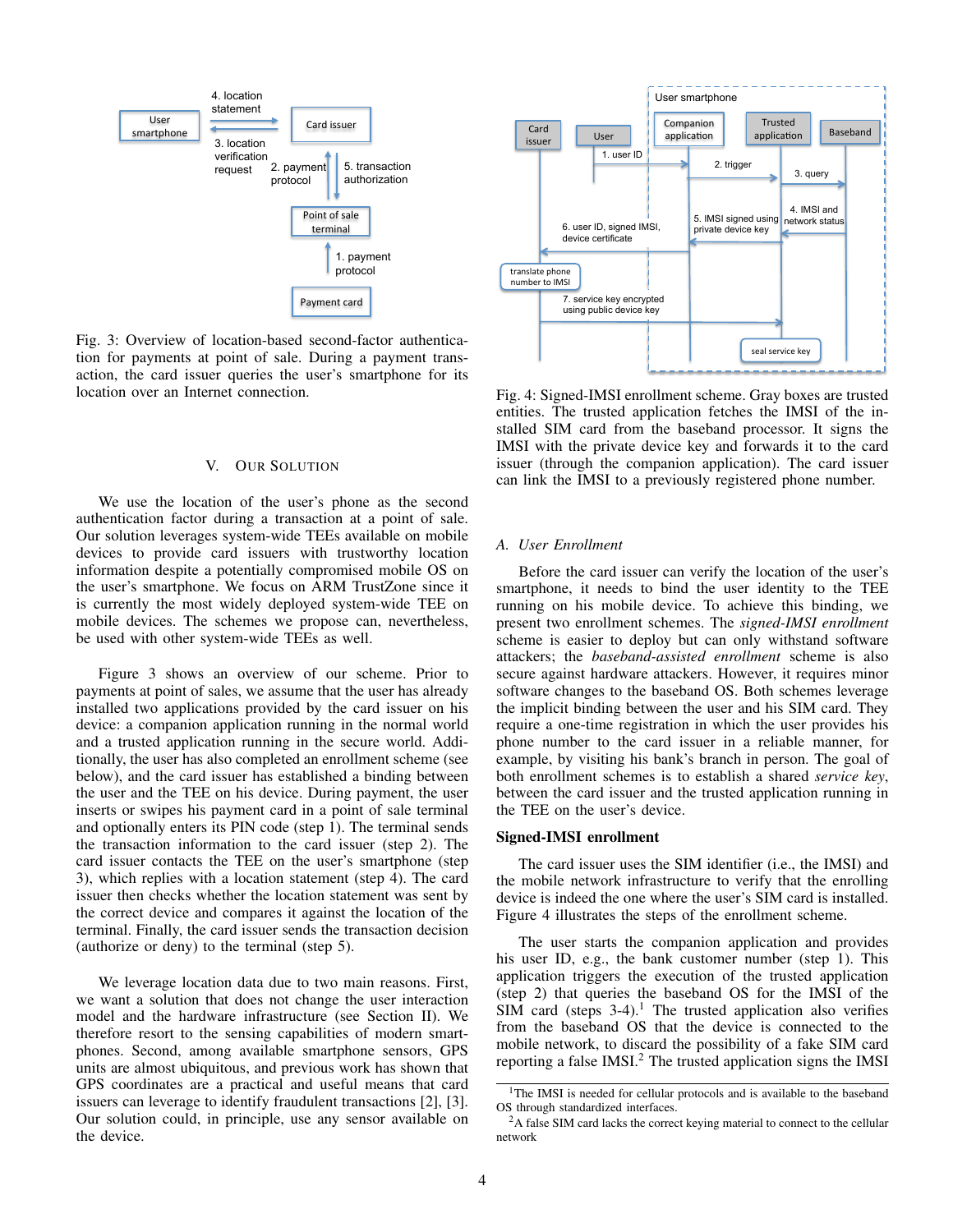Fig. 3: Overview of location-based second-factor authentication for payments at point of sale. During a payment transaction, the card issuer queries the user's smartphone for its location over an Internet connection.

## V. Our Solution

We use the location of the user's phone as the second authentication factor during a transaction at a point of sale. Our solution leverages system-wide TEEs available on mobile devices to provide card issuers with trustworthy location information despite a potentially compromised mobile OS on the user's smartphone. We focus on ARM TrustZone since it is currently the most widely deployed system-wide TEE on mobile devices. The schemes we propose can, nevertheless, be used with other system-wide TEEs as well.

Figure 3 shows an overview of our scheme. Prior to payments at point of sales, we assume that the user has already installed two applications provided by the card issuer on his device: a companion application running in the normal world and a trusted application running in the secure world. Additionally, the user has also completed an enrollment scheme (see below), and the card issuer has established a binding between the user and the TEE on his device. During payment, the user inserts or swipes his payment card in a point of sale terminal and optionally enters its PIN code (step 1). The terminal sends the transaction information to the card issuer (step 2). The card issuer contacts the TEE on the user's smartphone (step 3), which replies with a location statement (step 4). The card issuer then checks whether the location statement was sent by the correct device and compares it against the location of the terminal. Finally, the card issuer sends the transaction decision (authorize or deny) to the terminal (step 5).

We leverage location data due to two main reasons. First, we want a solution that does not change the user interaction model and the hardware infrastructure (see Section II). We therefore resort to the sensing capabilities of modern smartphones. Second, among available smartphone sensors, GPS units are almost ubiquitous, and previous work has shown that GPS coordinates are a practical and useful means that card issuers can leverage to identify fraudulent transactions [2], [3]. Our solution could, in principle, use any sensor available on the device.

Fig. 4: Signed-IMSI enrollment scheme. Gray boxes are trusted entities. The trusted application fetches the IMSI of the installed SIM card from the baseband processor. It signs the IMSI with the private device key and forwards it to the card issuer (through the companion application). The card issuer can link the IMSI to a previously registered phone number.

### A. User Enrollment

Before the card issuer can verify the location of the user's smartphone, it needs to bind the user identity to the TEE running on his mobile device. To achieve this binding, we present two enrollment schemes. The *signed-IMSI enrollment* scheme is easier to deploy but can only withstand software attackers; the *baseband-assisted enrollment* scheme is also secure against hardware attackers. However, it requires minor software changes to the baseband OS. Both schemes leverage the implicit binding between the user and his SIM card. They require a one-time registration in which the user provides his phone number to the card issuer in a reliable manner, for example, by visiting his bank's branch in person. The goal of both enrollment schemes is to establish a shared *service key*, between the card issuer and the trusted application running in the TEE on the user's device.

**Signed-IMSI enrollment**

The card issuer uses the SIM identifier (i.e., the IMSI) and the mobile network infrastructure to verify that the enrolling device is indeed the one where the user's SIM card is installed. Figure 4 illustrates the steps of the enrollment scheme.

The user starts the companion application and provides his user ID, e.g., the bank customer number (step 1). This application triggers the execution of the trusted application (step 2) that queries the baseband OS for the IMSI of the SIM card (steps 3-4).[1] The trusted application also verifies from the baseband OS that the device is connected to the mobile network, to discard the possibility of a fake SIM card reporting a false IMSI.[2] The trusted application signs the IMSI

[1] The IMSI is needed for cellular protocols and is available to the baseband OS through standardized interfaces.

[2] A false SIM card lacks the correct keying material to connect to the cellular network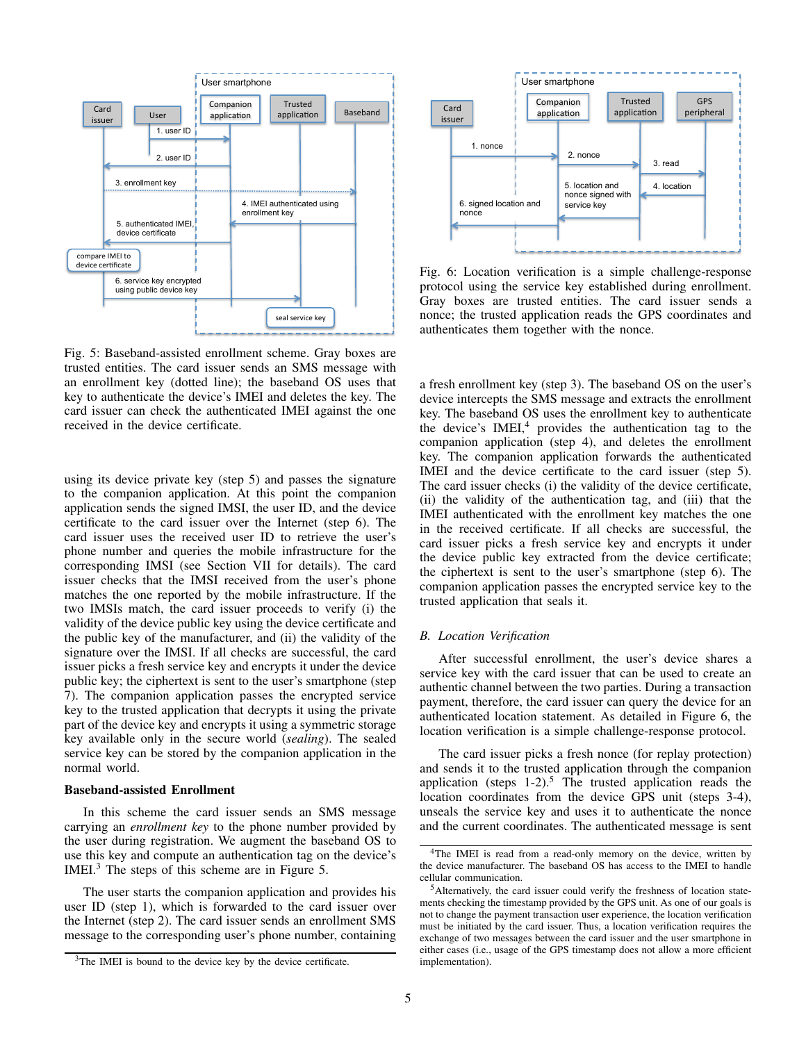Fig. 5: Baseband-assisted enrollment scheme. Gray boxes are trusted entities. The card issuer sends an SMS message with an enrollment key (dotted line); the baseband OS uses that key to authenticate the device's IMEI and deletes the key. The card issuer can check the authenticated IMEI against the one received in the device certificate.

Fig. 6: Location verification is a simple challenge-response protocol using the service key established during enrollment. Gray boxes are trusted entities. The card issuer sends a nonce; the trusted application reads the GPS coordinates and authenticates them together with the nonce.

using its device private key (step 5) and passes the signature to the companion application. At this point the companion application sends the signed IMSI, the user ID, and the device certificate to the card issuer over the Internet (step 6). The card issuer uses the received user ID to retrieve the user's phone number and queries the mobile infrastructure for the corresponding IMSI (see Section VII for details). The card issuer checks that the IMSI received from the user's phone matches the one reported by the mobile infrastructure. If the two IMSIs match, the card issuer proceeds to verify (i) the validity of the device public key using the device certificate and the public key of the manufacturer, and (ii) the validity of the signature over the IMSI. If all checks are successful, the card issuer picks a fresh service key and encrypts it under the device public key; the ciphertext is sent to the user's smartphone (step 7). The companion application passes the encrypted service key to the trusted application that decrypts it using the private part of the device key and encrypts it using a symmetric storage key available only in the secure world (*sealing*). The sealed service key can be stored by the companion application in the normal world.

**Baseband-assisted Enrollment**

In this scheme the card issuer sends an SMS message carrying an *enrollment key* to the phone number provided by the user during registration. We augment the baseband OS to use this key and compute an authentication tag on the device's IMEI.[3] The steps of this scheme are in Figure 5.

The user starts the companion application and provides his user ID (step 1), which is forwarded to the card issuer over the Internet (step 2). The card issuer sends an enrollment SMS message to the corresponding user's phone number, containing a fresh enrollment key (step 3). The baseband OS on the user's device intercepts the SMS message and extracts the enrollment key. The baseband OS uses the enrollment key to authenticate the device's IMEI,[4] provides the authentication tag to the companion application (step 4), and deletes the enrollment key. The companion application forwards the authenticated IMEI and the device certificate to the card issuer (step 5). The card issuer checks (i) the validity of the device certificate, (ii) the validity of the authentication tag, and (iii) that the IMEI authenticated with the enrollment key matches the one in the received certificate. If all checks are successful, the card issuer picks a fresh service key and encrypts it under the device public key extracted from the device certificate; the ciphertext is sent to the user's smartphone (step 6). The companion application passes the encrypted service key to the trusted application that seals it.

## B. Location Verification

After successful enrollment, the user's device shares a service key with the card issuer that can be used to create an authentic channel between the two parties. During a transaction payment, therefore, the card issuer can query the device for an authenticated location statement. As detailed in Figure 6, the location verification is a simple challenge-response protocol.

The card issuer picks a fresh nonce (for replay protection) and sends it to the trusted application through the companion application (steps 1-2).[5] The trusted application reads the location coordinates from the device GPS unit (steps 3-4), unseals the service key and uses it to authenticate the nonce and the current coordinates. The authenticated message is sent

[3] The IMEI is bound to the device key by the device certificate.

[4] The IMEI is read from a read-only memory on the device, written by the device manufacturer. The baseband OS has access to the IMEI to handle cellular communication.

[5] Alternatively, the card issuer could verify the freshness of location statements checking the timestamp provided by the GPS unit. As one of our goals is not to change the payment transaction user experience, the location verification must be initiated by the card issuer. Thus, a location verification requires the exchange of two messages between the card issuer and the user smartphone in either cases (i.e., usage of the GPS timestamp does not allow a more efficient implementation).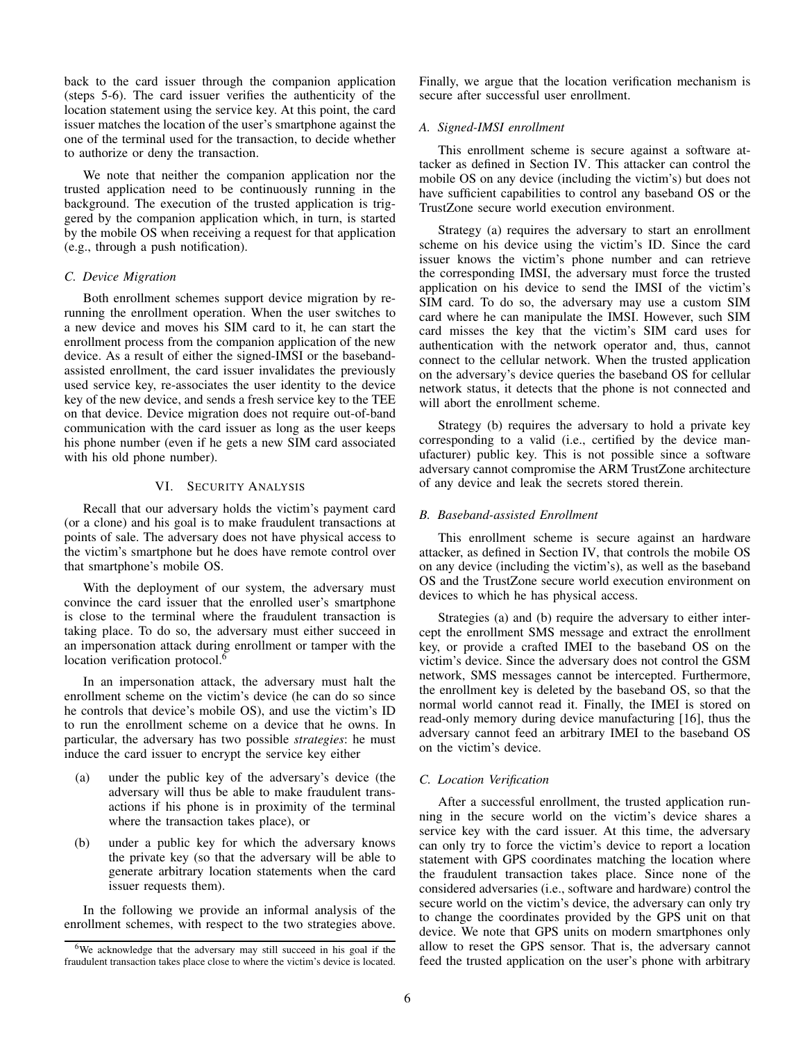back to the card issuer through the companion application (steps 5-6). The card issuer verifies the authenticity of the location statement using the service key. At this point, the card issuer matches the location of the user's smartphone against the one of the terminal used for the transaction, to decide whether to authorize or deny the transaction.

We note that neither the companion application nor the trusted application need to be continuously running in the background. The execution of the trusted application is triggered by the companion application which, in turn, is started by the mobile OS when receiving a request for that application (e.g., through a push notification).

### C. Device Migration

Both enrollment schemes support device migration by re-running the enrollment operation. When the user switches to a new device and moves his SIM card to it, he can start the enrollment process from the companion application of the new device. As a result of either the signed-IMSI or the baseband-assisted enrollment, the card issuer invalidates the previously used service key, re-associates the user identity to the device key of the new device, and sends a fresh service key to the TEE on that device. Device migration does not require out-of-band communication with the card issuer as long as the user keeps his phone number (even if he gets a new SIM card associated with his old phone number).

## VI. Security Analysis

Recall that our adversary holds the victim's payment card (or a clone) and his goal is to make fraudulent transactions at points of sale. The adversary does not have physical access to the victim's smartphone but he does have remote control over that smartphone's mobile OS.

With the deployment of our system, the adversary must convince the card issuer that the enrolled user's smartphone is close to the terminal where the fraudulent transaction is taking place. To do so, the adversary must either succeed in an impersonation attack during enrollment or tamper with the location verification protocol.[6]

In an impersonation attack, the adversary must halt the enrollment scheme on the victim's device (he can do so since he controls that device's mobile OS), and use the victim's ID to run the enrollment scheme on a device that he owns. In particular, the adversary has two possible *strategies*: he must induce the card issuer to encrypt the service key either

- (a) under the public key of the adversary's device (the adversary will thus be able to make fraudulent transactions if his phone is in proximity of the terminal where the transaction takes place), or
- (b) under a public key for which the adversary knows the private key (so that the adversary will be able to generate arbitrary location statements when the card issuer requests them).

In the following we provide an informal analysis of the enrollment schemes, with respect to the two strategies above. Finally, we argue that the location verification mechanism is secure after successful user enrollment.

[6] We acknowledge that the adversary may still succeed in his goal if the fraudulent transaction takes place close to where the victim's device is located.

### A. Signed-IMSI enrollment

This enrollment scheme is secure against a software attacker as defined in Section IV. This attacker can control the mobile OS on any device (including the victim's) but does not have sufficient capabilities to control any baseband OS or the TrustZone secure world execution environment.

Strategy (a) requires the adversary to start an enrollment scheme on his device using the victim's ID. Since the card issuer knows the victim's phone number and can retrieve the corresponding IMSI, the adversary must force the trusted application on his device to send the IMSI of the victim's SIM card. To do so, the adversary may use a custom SIM card where he can manipulate the IMSI. However, such SIM card misses the key that the victim's SIM card uses for authentication with the network operator and, thus, cannot connect to the cellular network. When the trusted application on the adversary's device queries the baseband OS for cellular network status, it detects that the phone is not connected and will abort the enrollment scheme.

Strategy (b) requires the adversary to hold a private key corresponding to a valid (i.e., certified by the device manufacturer) public key. This is not possible since a software adversary cannot compromise the ARM TrustZone architecture of any device and leak the secrets stored therein.

### B. Baseband-assisted Enrollment

This enrollment scheme is secure against an hardware attacker, as defined in Section IV, that controls the mobile OS on any device (including the victim's), as well as the baseband OS and the TrustZone secure world execution environment on devices to which he has physical access.

Strategies (a) and (b) require the adversary to either intercept the enrollment SMS message and extract the enrollment key, or provide a crafted IMEI to the baseband OS on the victim's device. Since the adversary does not control the GSM network, SMS messages cannot be intercepted. Furthermore, the enrollment key is deleted by the baseband OS, so that the normal world cannot read it. Finally, the IMEI is stored on read-only memory during device manufacturing [16], thus the adversary cannot feed an arbitrary IMEI to the baseband OS on the victim's device.

### C. Location Verification

After a successful enrollment, the trusted application running in the secure world on the victim's device shares a service key with the card issuer. At this time, the adversary can only try to force the victim's device to report a location statement with GPS coordinates matching the location where the fraudulent transaction takes place. Since none of the considered adversaries (i.e., software and hardware) control the secure world on the victim's device, the adversary can only try to change the coordinates provided by the GPS unit on that device. We note that GPS units on modern smartphones only allow to reset the GPS sensor. That is, the adversary cannot feed the trusted application on the user's phone with arbitrary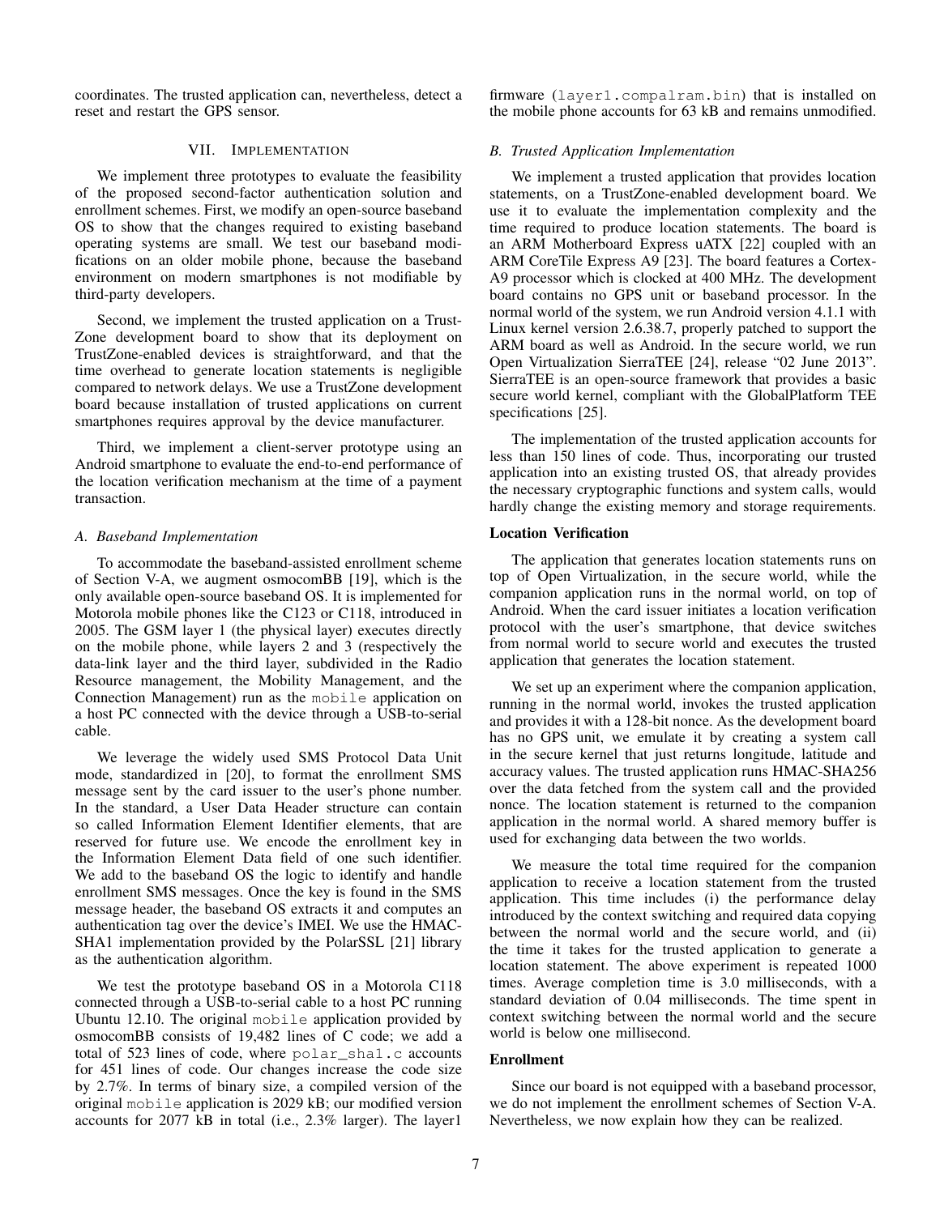coordinates. The trusted application can, nevertheless, detect a reset and restart the GPS sensor.

## VII. Implementation

We implement three prototypes to evaluate the feasibility of the proposed second-factor authentication solution and enrollment schemes. First, we modify an open-source baseband OS to show that the changes required to existing baseband operating systems are small. We test our baseband modifications on an older mobile phone, because the baseband environment on modern smartphones is not modifiable by third-party developers.

Second, we implement the trusted application on a TrustZone development board to show that its deployment on TrustZone-enabled devices is straightforward, and that the time overhead to generate location statements is negligible compared to network delays. We use a TrustZone development board because installation of trusted applications on current smartphones requires approval by the device manufacturer.

Third, we implement a client-server prototype using an Android smartphone to evaluate the end-to-end performance of the location verification mechanism at the time of a payment transaction.

### A. Baseband Implementation

To accommodate the baseband-assisted enrollment scheme of Section V-A, we augment osmocomBB [19], which is the only available open-source baseband OS. It is implemented for Motorola mobile phones like the C123 or C118, introduced in 2005. The GSM layer 1 (the physical layer) executes directly on the mobile phone, while layers 2 and 3 (respectively the data-link layer and the third layer, subdivided in the Radio Resource management, the Mobility Management, and the Connection Management) run as the `mobile` application on a host PC connected with the device through a USB-to-serial cable.

We leverage the widely used SMS Protocol Data Unit mode, standardized in [20], to format the enrollment SMS message sent by the card issuer to the user's phone number. In the standard, a User Data Header structure can contain so called Information Element Identifier elements, that are reserved for future use. We encode the enrollment key in the Information Element Data field of one such identifier. We add to the baseband OS the logic to identify and handle enrollment SMS messages. Once the key is found in the SMS message header, the baseband OS extracts it and computes an authentication tag over the device's IMEI. We use the HMAC-SHA1 implementation provided by the PolarSSL [21] library as the authentication algorithm.

We test the prototype baseband OS in a Motorola C118 connected through a USB-to-serial cable to a host PC running Ubuntu 12.10. The original `mobile` application provided by osmocomBB consists of 19,482 lines of C code; we add a total of 523 lines of code, where `polar_sha1.c` accounts for 451 lines of code. Our changes increase the code size by 2.7%. In terms of binary size, a compiled version of the original `mobile` application is 2029 kB; our modified version accounts for 2077 kB in total (i.e., 2.3% larger). The layer1 firmware (`layer1.compalram.bin`) that is installed on the mobile phone accounts for 63 kB and remains unmodified.

### B. Trusted Application Implementation

We implement a trusted application that provides location statements, on a TrustZone-enabled development board. We use it to evaluate the implementation complexity and the time required to produce location statements. The board is an ARM Motherboard Express uATX [22] coupled with an ARM CoreTile Express A9 [23]. The board features a Cortex-A9 processor which is clocked at 400 MHz. The development board contains no GPS unit or baseband processor. In the normal world of the system, we run Android version 4.1.1 with Linux kernel version 2.6.38.7, properly patched to support the ARM board as well as Android. In the secure world, we run Open Virtualization SierraTEE [24], release "02 June 2013". SierraTEE is an open-source framework that provides a basic secure world kernel, compliant with the GlobalPlatform TEE specifications [25].

The implementation of the trusted application accounts for less than 150 lines of code. Thus, incorporating our trusted application into an existing trusted OS, that already provides the necessary cryptographic functions and system calls, would hardly change the existing memory and storage requirements.

**Location Verification**

The application that generates location statements runs on top of Open Virtualization, in the secure world, while the companion application runs in the normal world, on top of Android. When the card issuer initiates a location verification protocol with the user's smartphone, that device switches from normal world to secure world and executes the trusted application that generates the location statement.

We set up an experiment where the companion application, running in the normal world, invokes the trusted application and provides it with a 128-bit nonce. As the development board has no GPS unit, we emulate it by creating a system call in the secure kernel that just returns longitude, latitude and accuracy values. The trusted application runs HMAC-SHA256 over the data fetched from the system call and the provided nonce. The location statement is returned to the companion application in the normal world. A shared memory buffer is used for exchanging data between the two worlds.

We measure the total time required for the companion application to receive a location statement from the trusted application. This time includes (i) the performance delay introduced by the context switching and required data copying between the normal world and the secure world, and (ii) the time it takes for the trusted application to generate a location statement. The above experiment is repeated 1000 times. Average completion time is 3.0 milliseconds, with a standard deviation of 0.04 milliseconds. The time spent in context switching between the normal world and the secure world is below one millisecond.

**Enrollment**

Since our board is not equipped with a baseband processor, we do not implement the enrollment schemes of Section V-A. Nevertheless, we now explain how they can be realized.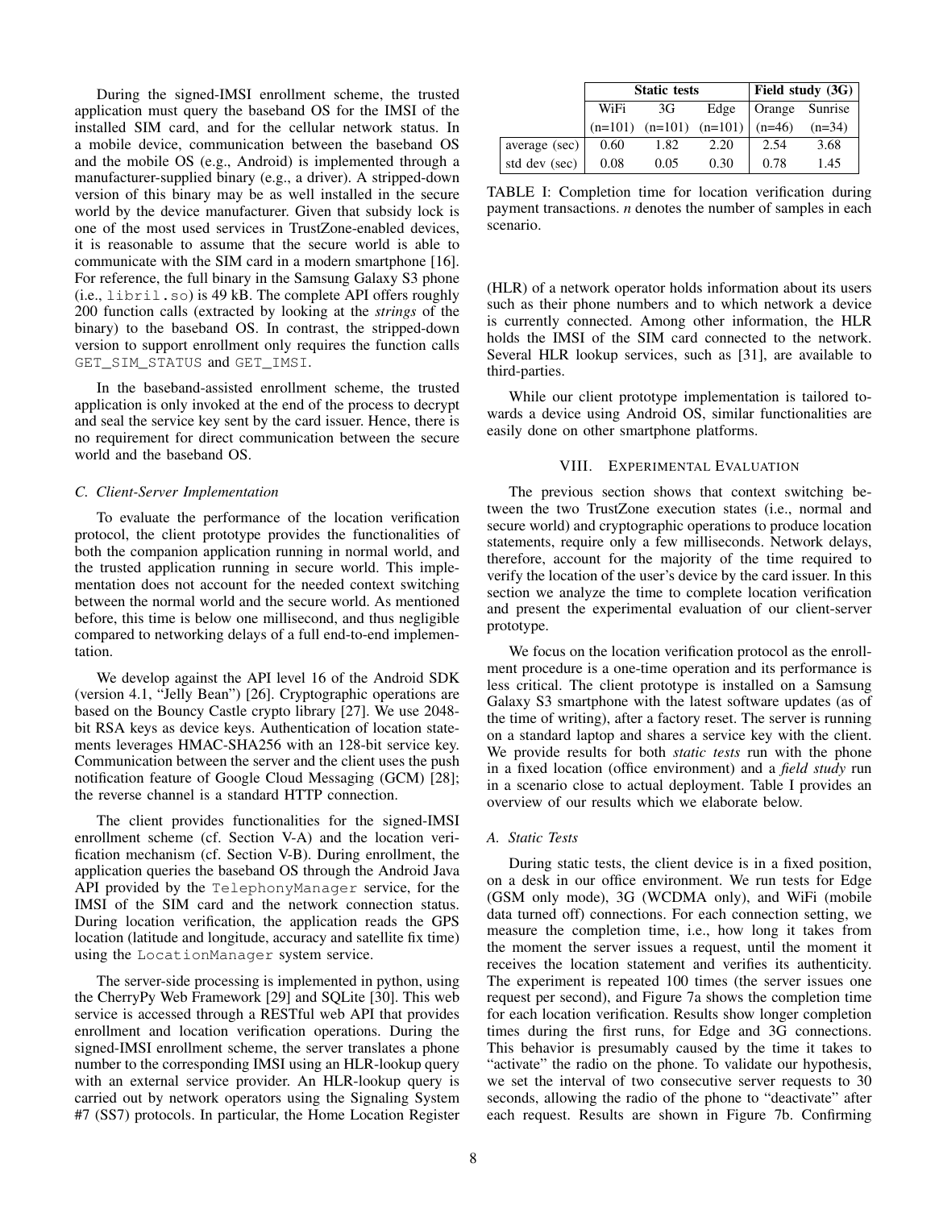During the signed-IMSI enrollment scheme, the trusted application must query the baseband OS for the IMSI of the installed SIM card, and for the cellular network status. In a mobile device, communication between the baseband OS and the mobile OS (e.g., Android) is implemented through a manufacturer-supplied binary (e.g., a driver). A stripped-down version of this binary may be as well installed in the secure world by the device manufacturer. Given that subsidy lock is one of the most used services in TrustZone-enabled devices, it is reasonable to assume that the secure world is able to communicate with the SIM card in a modern smartphone [16]. For reference, the full binary in the Samsung Galaxy S3 phone (i.e., `libril.so`) is 49 kB. The complete API offers roughly 200 function calls (extracted by looking at the ***strings*** of the binary) to the baseband OS. In contrast, the stripped-down version to support enrollment only requires the function calls `GET_SIM_STATUS` and `GET_IMSI`.

In the baseband-assisted enrollment scheme, the trusted application is only invoked at the end of the process to decrypt and seal the service key sent by the card issuer. Hence, there is no requirement for direct communication between the secure world and the baseband OS.

### C. Client-Server Implementation

To evaluate the performance of the location verification protocol, the client prototype provides the functionalities of both the companion application running in normal world, and the trusted application running in secure world. This implementation does not account for the needed context switching between the normal world and the secure world. As mentioned before, this time is below one millisecond, and thus negligible compared to networking delays of a full end-to-end implementation.

We develop against the API level 16 of the Android SDK (version 4.1, "Jelly Bean") [26]. Cryptographic operations are based on the Bouncy Castle crypto library [27]. We use 2048-bit RSA keys as device keys. Authentication of location statements leverages HMAC-SHA256 with an 128-bit service key. Communication between the server and the client uses the push notification feature of Google Cloud Messaging (GCM) [28]; the reverse channel is a standard HTTP connection.

The client provides functionalities for the signed-IMSI enrollment scheme (cf. Section V-A) and the location verification mechanism (cf. Section V-B). During enrollment, the application queries the baseband OS through the Android Java API provided by the `TelephonyManager` service, for the IMSI of the SIM card and the network connection status. During location verification, the application reads the GPS location (latitude and longitude, accuracy and satellite fix time) using the `LocationManager` system service.

The server-side processing is implemented in python, using the CherryPy Web Framework [29] and SQLite [30]. This web service is accessed through a RESTful web API that provides enrollment and location verification operations. During the signed-IMSI enrollment scheme, the server translates a phone number to the corresponding IMSI using an HLR-lookup query with an external service provider. An HLR-lookup query is carried out by network operators using the Signaling System #7 (SS7) protocols. In particular, the Home Location Register (HLR) of a network operator holds information about its users such as their phone numbers and to which network a device is currently connected. Among other information, the HLR holds the IMSI of the SIM card connected to the network. Several HLR lookup services, such as [31], are available to third-parties.

While our client prototype implementation is tailored towards a device using Android OS, similar functionalities are easily done on other smartphone platforms.

| | **Static tests** | | | **Field study (3G)** | |
|---|---|---|---|---|---|
| | WiFi | 3G | Edge | Orange | Sunrise |
| | (n=101) | (n=101) | (n=101) | (n=46) | (n=34) |
| average (sec) | 0.60 | 1.82 | 2.20 | 2.54 | 3.68 |
| std dev (sec) | 0.08 | 0.05 | 0.30 | 0.78 | 1.45 |

TABLE I: Completion time for location verification during payment transactions. *n* denotes the number of samples in each scenario.

## VIII. Experimental Evaluation

The previous section shows that context switching between the two TrustZone execution states (i.e., normal and secure world) and cryptographic operations to produce location statements, require only a few milliseconds. Network delays, therefore, account for the majority of the time required to verify the location of the user's device by the card issuer. In this section we analyze the time to complete location verification and present the experimental evaluation of our client-server prototype.

We focus on the location verification protocol as the enrollment procedure is a one-time operation and its performance is less critical. The client prototype is installed on a Samsung Galaxy S3 smartphone with the latest software updates (as of the time of writing), after a factory reset. The server is running on a standard laptop and shares a service key with the client. We provide results for both *static tests* run with the phone in a fixed location (office environment) and a *field study* run in a scenario close to actual deployment. Table I provides an overview of our results which we elaborate below.

### A. Static Tests

During static tests, the client device is in a fixed position, on a desk in our office environment. We run tests for Edge (GSM only mode), 3G (WCDMA only), and WiFi (mobile data turned off) connections. For each connection setting, we measure the completion time, i.e., how long it takes from the moment the server issues a request, until the moment it receives the location statement and verifies its authenticity. The experiment is repeated 100 times (the server issues one request per second), and Figure 7a shows the completion time for each location verification. Results show longer completion times during the first runs, for Edge and 3G connections. This behavior is presumably caused by the time it takes to "activate" the radio on the phone. To validate our hypothesis, we set the interval of two consecutive server requests to 30 seconds, allowing the radio of the phone to "deactivate" after each request. Results are shown in Figure 7b. Confirming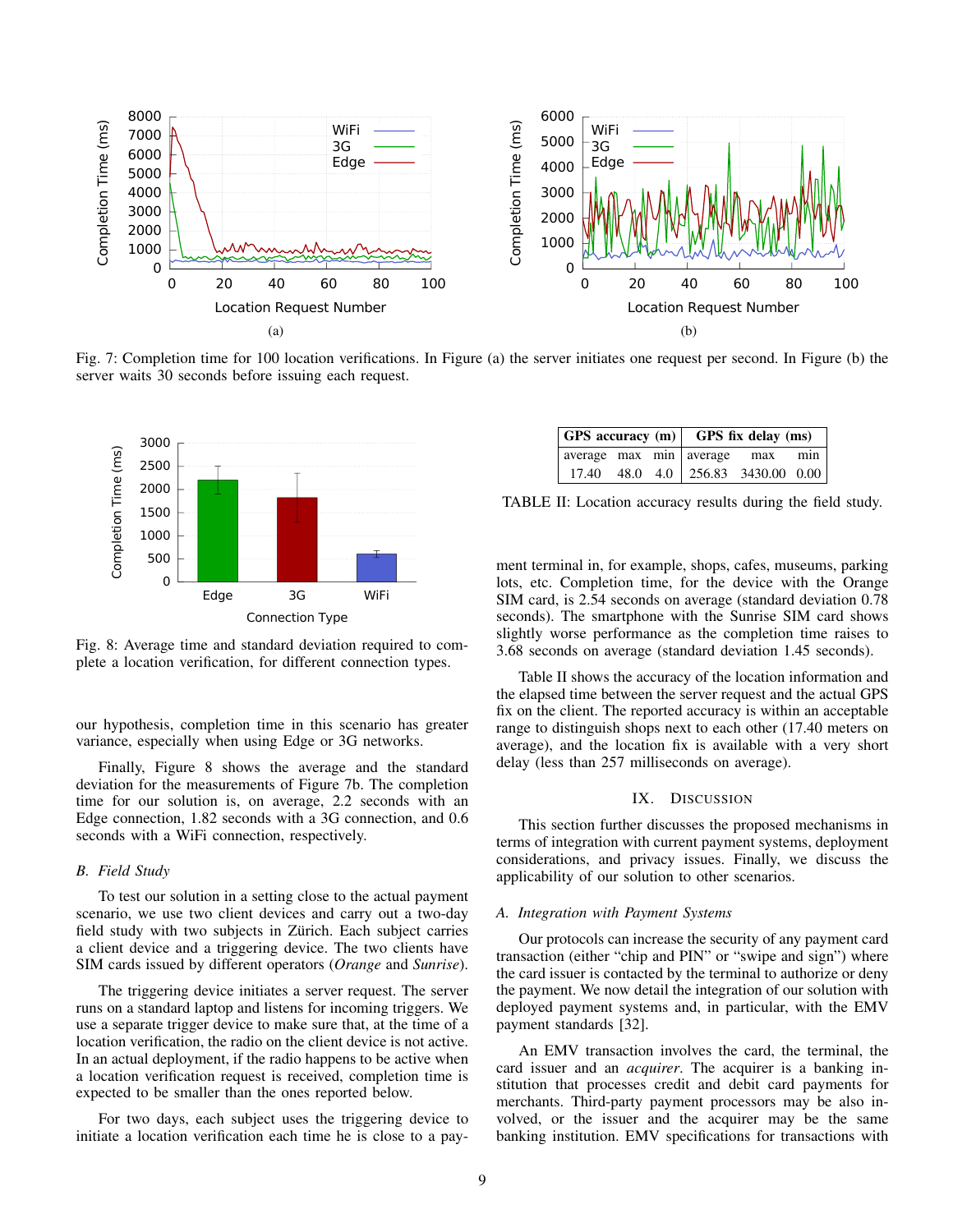Fig. 7: Completion time for 100 location verifications. In Figure (a) the server initiates one request per second. In Figure (b) the server waits 30 seconds before issuing each request.

Fig. 8: Average time and standard deviation required to complete a location verification, for different connection types.

our hypothesis, completion time in this scenario has greater variance, especially when using Edge or 3G networks.

Finally, Figure 8 shows the average and the standard deviation for the measurements of Figure 7b. The completion time for our solution is, on average, 2.2 seconds with an Edge connection, 1.82 seconds with a 3G connection, and 0.6 seconds with a WiFi connection, respectively.

### B. Field Study

To test our solution in a setting close to the actual payment scenario, we use two client devices and carry out a two-day field study with two subjects in Zürich. Each subject carries a client device and a triggering device. The two clients have SIM cards issued by different operators (*Orange* and *Sunrise*).

The triggering device initiates a server request. The server runs on a standard laptop and listens for incoming triggers. We use a separate trigger device to make sure that, at the time of a location verification, the radio on the client device is not active. In an actual deployment, if the radio happens to be active when a location verification request is received, completion time is expected to be smaller than the ones reported below.

For two days, each subject uses the triggering device to initiate a location verification each time he is close to a payment terminal in, for example, shops, cafes, museums, parking lots, etc. Completion time, for the device with the Orange SIM card, is 2.54 seconds on average (standard deviation 0.78 seconds). The smartphone with the Sunrise SIM card shows slightly worse performance as the completion time raises to 3.68 seconds on average (standard deviation 1.45 seconds).

| GPS accuracy (m) | | | GPS fix delay (ms) | | |
|---|---|---|---|---|---|
| average | max | min | average | max | min |
| 17.40 | 48.0 | 4.0 | 256.83 | 3430.00 | 0.00 |

TABLE II: Location accuracy results during the field study.

Table II shows the accuracy of the location information and the elapsed time between the server request and the actual GPS fix on the client. The reported accuracy is within an acceptable range to distinguish shops next to each other (17.40 meters on average), and the location fix is available with a very short delay (less than 257 milliseconds on average).

## IX. Discussion

This section further discusses the proposed mechanisms in terms of integration with current payment systems, deployment considerations, and privacy issues. Finally, we discuss the applicability of our solution to other scenarios.

### A. Integration with Payment Systems

Our protocols can increase the security of any payment card transaction (either "chip and PIN" or "swipe and sign") where the card issuer is contacted by the terminal to authorize or deny the payment. We now detail the integration of our solution with deployed payment systems and, in particular, with the EMV payment standards [32].

An EMV transaction involves the card, the terminal, the card issuer and an *acquirer*. The acquirer is a banking institution that processes credit and debit card payments for merchants. Third-party payment processors may be also involved, or the issuer and the acquirer may be the same banking institution. EMV specifications for transactions with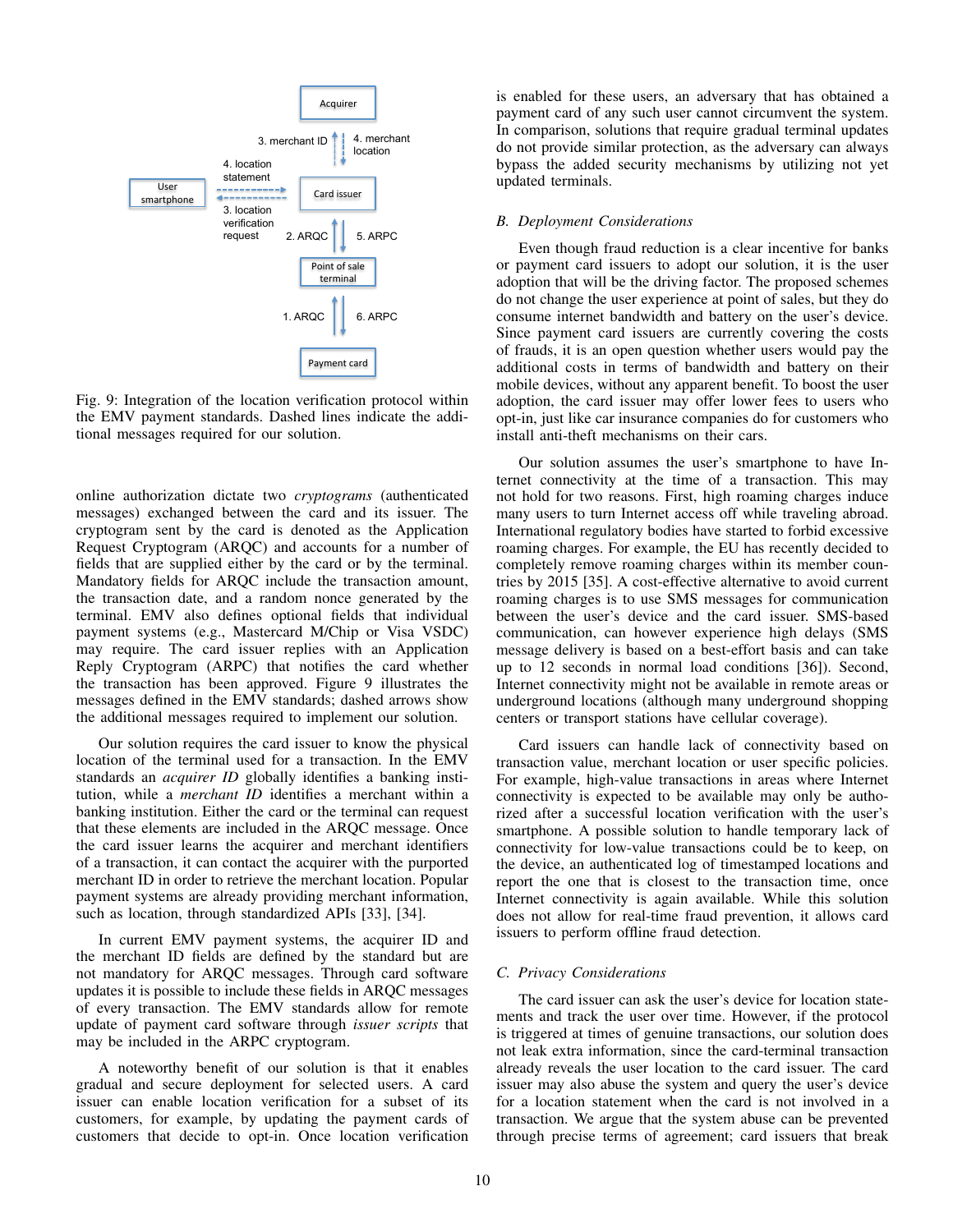Acquirer

3. merchant ID

4. merchant location

4. location statement

User smartphone

Card issuer

3. location verification request

2. ARQC

5. ARPC

Point of sale terminal

1. ARQC

6. ARPC

Payment card

Fig. 9: Integration of the location verification protocol within the EMV payment standards. Dashed lines indicate the additional messages required for our solution.

online authorization dictate two *cryptograms* (authenticated messages) exchanged between the card and its issuer. The cryptogram sent by the card is denoted as the Application Request Cryptogram (ARQC) and accounts for a number of fields that are supplied either by the card or by the terminal. Mandatory fields for ARQC include the transaction amount, the transaction date, and a random nonce generated by the terminal. EMV also defines optional fields that individual payment systems (e.g., Mastercard M/Chip or Visa VSDC) may require. The card issuer replies with an Application Reply Cryptogram (ARPC) that notifies the card whether the transaction has been approved. Figure 9 illustrates the messages defined in the EMV standards; dashed arrows show the additional messages required to implement our solution.

Our solution requires the card issuer to know the physical location of the terminal used for a transaction. In the EMV standards an *acquirer ID* globally identifies a banking institution, while a *merchant ID* identifies a merchant within a banking institution. Either the card or the terminal can request that these elements are included in the ARQC message. Once the card issuer learns the acquirer and merchant identifiers of a transaction, it can contact the acquirer with the purported merchant ID in order to retrieve the merchant location. Popular payment systems are already providing merchant information, such as location, through standardized APIs [33], [34].

In current EMV payment systems, the acquirer ID and the merchant ID fields are defined by the standard but are not mandatory for ARQC messages. Through card software updates it is possible to include these fields in ARQC messages of every transaction. The EMV standards allow for remote update of payment card software through *issuer scripts* that may be included in the ARPC cryptogram.

A noteworthy benefit of our solution is that it enables gradual and secure deployment for selected users. A card issuer can enable location verification for a subset of its customers, for example, by updating the payment cards of customers that decide to opt-in. Once location verification is enabled for these users, an adversary that has obtained a payment card of any such user cannot circumvent the system. In comparison, solutions that require gradual terminal updates do not provide similar protection, as the adversary can always bypass the added security mechanisms by utilizing not yet updated terminals.

### *B. Deployment Considerations*

Even though fraud reduction is a clear incentive for banks or payment card issuers to adopt our solution, it is the user adoption that will be the driving factor. The proposed schemes do not change the user experience at point of sales, but they do consume internet bandwidth and battery on the user's device. Since payment card issuers are currently covering the costs of frauds, it is an open question whether users would pay the additional costs in terms of bandwidth and battery on their mobile devices, without any apparent benefit. To boost the user adoption, the card issuer may offer lower fees to users who opt-in, just like car insurance companies do for customers who install anti-theft mechanisms on their cars.

Our solution assumes the user's smartphone to have Internet connectivity at the time of a transaction. This may not hold for two reasons. First, high roaming charges induce many users to turn Internet access off while traveling abroad. International regulatory bodies have started to forbid excessive roaming charges. For example, the EU has recently decided to completely remove roaming charges within its member countries by 2015 [35]. A cost-effective alternative to avoid current roaming charges is to use SMS messages for communication between the user's device and the card issuer. SMS-based communication, can however experience high delays (SMS message delivery is based on a best-effort basis and can take up to 12 seconds in normal load conditions [36]). Second, Internet connectivity might not be available in remote areas or underground locations (although many underground shopping centers or transport stations have cellular coverage).

Card issuers can handle lack of connectivity based on transaction value, merchant location or user specific policies. For example, high-value transactions in areas where Internet connectivity is expected to be available may only be authorized after a successful location verification with the user's smartphone. A possible solution to handle temporary lack of connectivity for low-value transactions could be to keep, on the device, an authenticated log of timestamped locations and report the one that is closest to the transaction time, once Internet connectivity is again available. While this solution does not allow for real-time fraud prevention, it allows card issuers to perform offline fraud detection.

### *C. Privacy Considerations*

The card issuer can ask the user's device for location statements and track the user over time. However, if the protocol is triggered at times of genuine transactions, our solution does not leak extra information, since the card-terminal transaction already reveals the user location to the card issuer. The card issuer may also abuse the system and query the user's device for a location statement when the card is not involved in a transaction. We argue that the system abuse can be prevented through precise terms of agreement; card issuers that break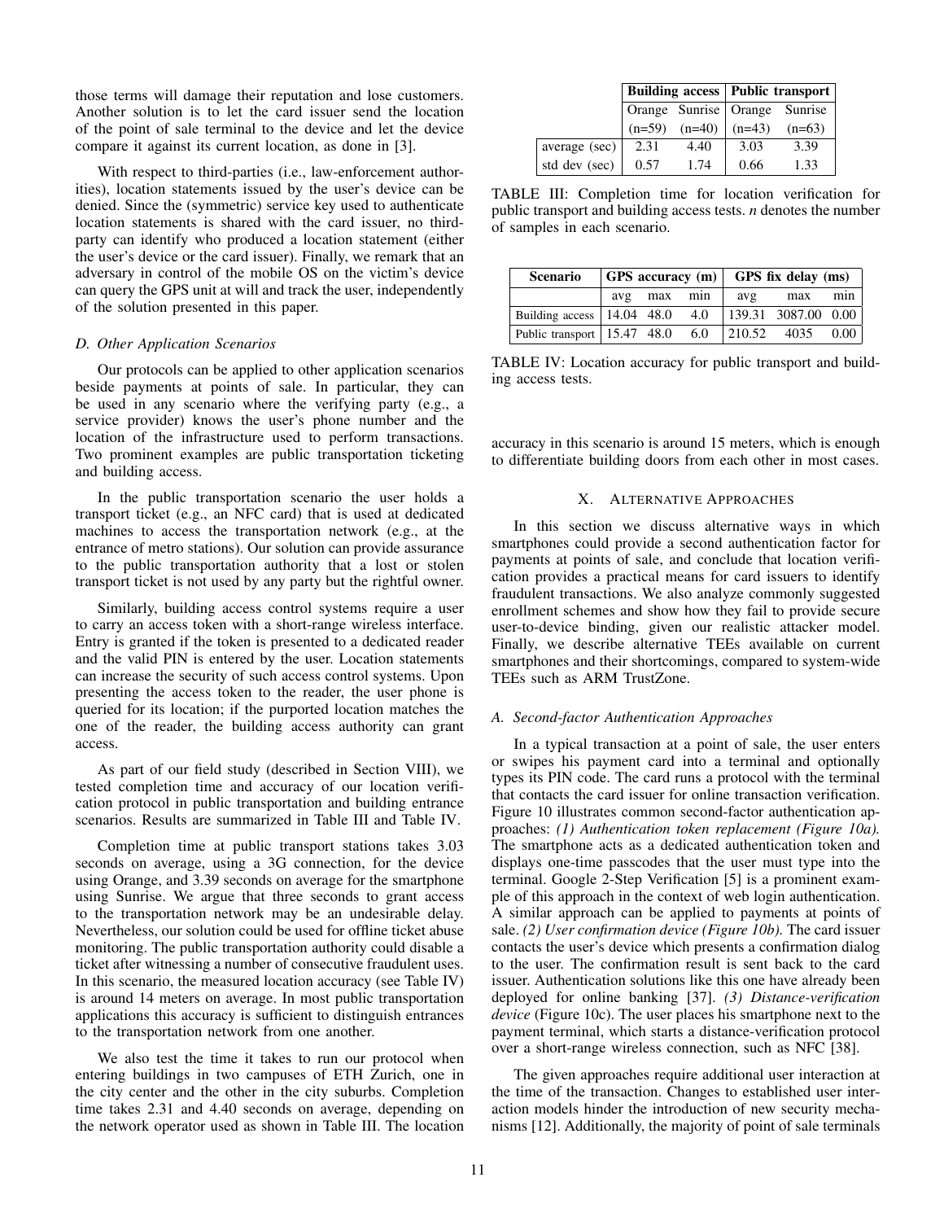those terms will damage their reputation and lose customers. Another solution is to let the card issuer send the location of the point of sale terminal to the device and let the device compare it against its current location, as done in [3].

With respect to third-parties (i.e., law-enforcement authorities), location statements issued by the user's device can be denied. Since the (symmetric) service key used to authenticate location statements is shared with the card issuer, no third-party can identify who produced a location statement (either the user's device or the card issuer). Finally, we remark that an adversary in control of the mobile OS on the victim's device can query the GPS unit at will and track the user, independently of the solution presented in this paper.

### *D. Other Application Scenarios*

Our protocols can be applied to other application scenarios beside payments at points of sale. In particular, they can be used in any scenario where the verifying party (e.g., a service provider) knows the user's phone number and the location of the infrastructure used to perform transactions. Two prominent examples are public transportation ticketing and building access.

In the public transportation scenario the user holds a transport ticket (e.g., an NFC card) that is used at dedicated machines to access the transportation network (e.g., at the entrance of metro stations). Our solution can provide assurance to the public transportation authority that a lost or stolen transport ticket is not used by any party but the rightful owner.

Similarly, building access control systems require a user to carry an access token with a short-range wireless interface. Entry is granted if the token is presented to a dedicated reader and the valid PIN is entered by the user. Location statements can increase the security of such access control systems. Upon presenting the access token to the reader, the user phone is queried for its location; if the purported location matches the one of the reader, the building access authority can grant access.

As part of our field study (described in Section VIII), we tested completion time and accuracy of our location verification protocol in public transportation and building entrance scenarios. Results are summarized in Table III and Table IV.

Completion time at public transport stations takes 3.03 seconds on average, using a 3G connection, for the device using Orange, and 3.39 seconds on average for the smartphone using Sunrise. We argue that three seconds to grant access to the transportation network may be an undesirable delay. Nevertheless, our solution could be used for offline ticket abuse monitoring. The public transportation authority could disable a ticket after witnessing a number of consecutive fraudulent uses. In this scenario, the measured location accuracy (see Table IV) is around 14 meters on average. In most public transportation applications this accuracy is sufficient to distinguish entrances to the transportation network from one another.

We also test the time it takes to run our protocol when entering buildings in two campuses of ETH Zurich, one in the city center and the other in the city suburbs. Completion time takes 2.31 and 4.40 seconds on average, depending on the network operator used as shown in Table III. The location accuracy in this scenario is around 15 meters, which is enough to differentiate building doors from each other in most cases.

| | **Building access** | | **Public transport** | |
|---|---|---|---|---|
| | Orange | Sunrise | Orange | Sunrise |
| | (n=59) | (n=40) | (n=43) | (n=63) |
| average (sec) | 2.31 | 4.40 | 3.03 | 3.39 |
| std dev (sec) | 0.57 | 1.74 | 0.66 | 1.33 |

TABLE III: Completion time for location verification for public transport and building access tests. *n* denotes the number of samples in each scenario.

| **Scenario** | **GPS accuracy (m)** | | | **GPS fix delay (ms)** | | |
|---|---|---|---|---|---|---|
| | avg | max | min | avg | max | min |
| Building access | 14.04 | 48.0 | 4.0 | 139.31 | 3087.00 | 0.00 |
| Public transport | 15.47 | 48.0 | 6.0 | 210.52 | 4035 | 0.00 |

TABLE IV: Location accuracy for public transport and building access tests.

## X. Alternative Approaches

In this section we discuss alternative ways in which smartphones could provide a second authentication factor for payments at points of sale, and conclude that location verification provides a practical means for card issuers to identify fraudulent transactions. We also analyze commonly suggested enrollment schemes and show how they fail to provide secure user-to-device binding, given our realistic attacker model. Finally, we describe alternative TEEs available on current smartphones and their shortcomings, compared to system-wide TEEs such as ARM TrustZone.

### *A. Second-factor Authentication Approaches*

In a typical transaction at a point of sale, the user enters or swipes his payment card into a terminal and optionally types its PIN code. The card runs a protocol with the terminal that contacts the card issuer for online transaction verification. Figure 10 illustrates common second-factor authentication approaches: *(1) Authentication token replacement (Figure 10a).* The smartphone acts as a dedicated authentication token and displays one-time passcodes that the user must type into the terminal. Google 2-Step Verification [5] is a prominent example of this approach in the context of web login authentication. A similar approach can be applied to payments at points of sale. *(2) User confirmation device (Figure 10b).* The card issuer contacts the user's device which presents a confirmation dialog to the user. The confirmation result is sent back to the card issuer. Authentication solutions like this one have already been deployed for online banking [37]. *(3) Distance-verification device* (Figure 10c). The user places his smartphone next to the payment terminal, which starts a distance-verification protocol over a short-range wireless connection, such as NFC [38].

The given approaches require additional user interaction at the time of the transaction. Changes to established user interaction models hinder the introduction of new security mechanisms [12]. Additionally, the majority of point of sale terminals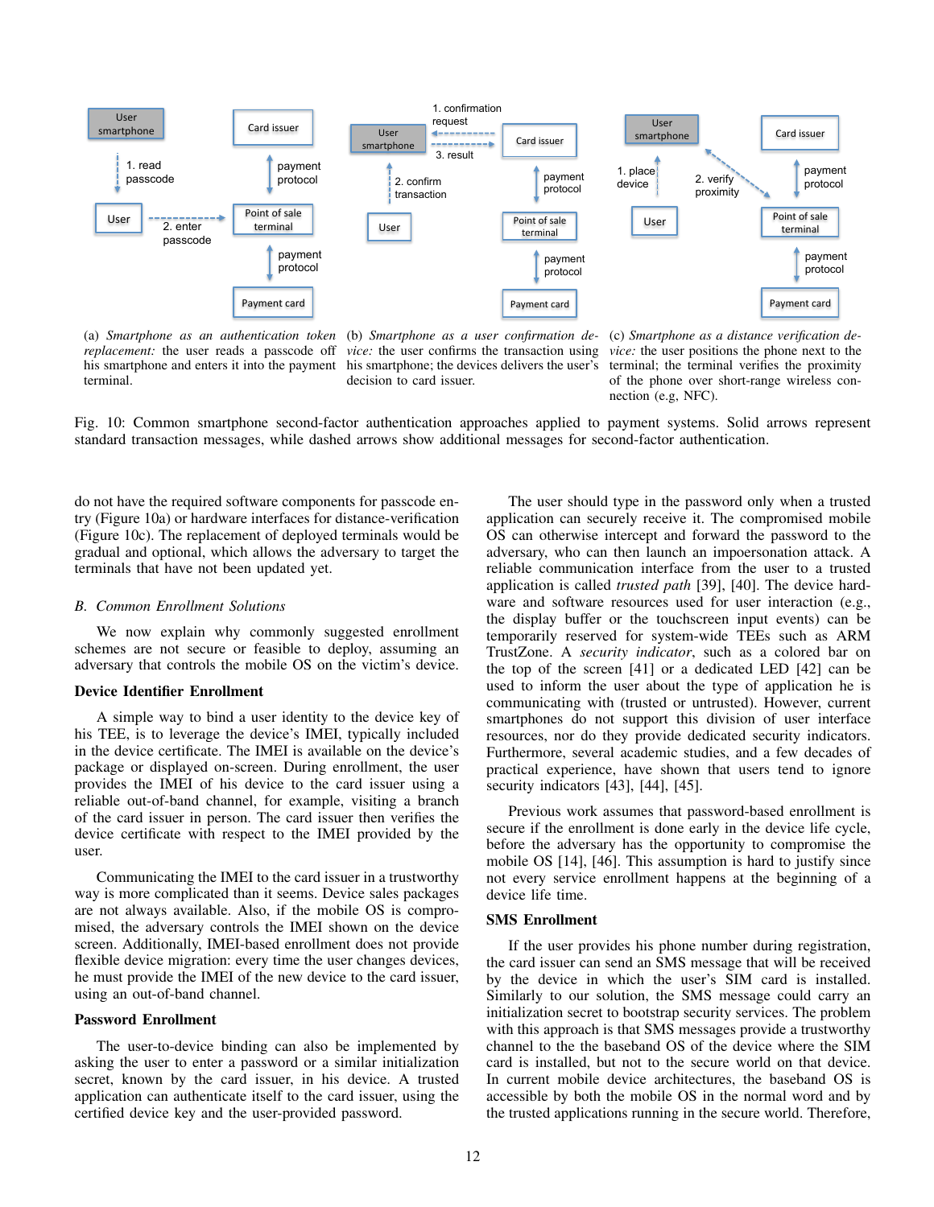1. read passcode

User smartphone

User

2. enter passcode

Card issuer

payment protocol

Point of sale terminal

payment protocol

Payment card

(a) *Smartphone as an authentication token replacement:* the user reads a passcode off his smartphone and enters it into the payment terminal.

1. confirmation request

3. result

User smartphone

2. confirm transaction

User

Card issuer

payment protocol

Point of sale terminal

payment protocol

Payment card

(b) *Smartphone as a user confirmation device:* the user confirms the transaction using his smartphone; the devices delivers the user's decision to card issuer.

User smartphone

1. place device

User

2. verify proximity

Card issuer

payment protocol

Point of sale terminal

payment protocol

Payment card

(c) *Smartphone as a distance verification device:* the user positions the phone next to the terminal; the terminal verifies the proximity of the phone over short-range wireless connection (e.g, NFC).

Fig. 10: Common smartphone second-factor authentication approaches applied to payment systems. Solid arrows represent standard transaction messages, while dashed arrows show additional messages for second-factor authentication.

do not have the required software components for passcode entry (Figure 10a) or hardware interfaces for distance-verification (Figure 10c). The replacement of deployed terminals would be gradual and optional, which allows the adversary to target the terminals that have not been updated yet.

### B. Common Enrollment Solutions

We now explain why commonly suggested enrollment schemes are not secure or feasible to deploy, assuming an adversary that controls the mobile OS on the victim's device.

**Device Identifier Enrollment**

A simple way to bind a user identity to the device key of his TEE, is to leverage the device's IMEI, typically included in the device certificate. The IMEI is available on the device's package or displayed on-screen. During enrollment, the user provides the IMEI of his device to the card issuer using a reliable out-of-band channel, for example, visiting a branch of the card issuer in person. The card issuer then verifies the device certificate with respect to the IMEI provided by the user.

Communicating the IMEI to the card issuer in a trustworthy way is more complicated than it seems. Device sales packages are not always available. Also, if the mobile OS is compromised, the adversary controls the IMEI shown on the device screen. Additionally, IMEI-based enrollment does not provide flexible device migration: every time the user changes devices, he must provide the IMEI of the new device to the card issuer, using an out-of-band channel.

**Password Enrollment**

The user-to-device binding can also be implemented by asking the user to enter a password or a similar initialization secret, known by the card issuer, in his device. A trusted application can authenticate itself to the card issuer, using the certified device key and the user-provided password.

The user should type in the password only when a trusted application can securely receive it. The compromised mobile OS can otherwise intercept and forward the password to the adversary, who can then launch an impoersonation attack. A reliable communication interface from the user to a trusted application is called *trusted path* [39], [40]. The device hardware and software resources used for user interaction (e.g., the display buffer or the touchscreen input events) can be temporarily reserved for system-wide TEEs such as ARM TrustZone. A *security indicator*, such as a colored bar on the top of the screen [41] or a dedicated LED [42] can be used to inform the user about the type of application he is communicating with (trusted or untrusted). However, current smartphones do not support this division of user interface resources, nor do they provide dedicated security indicators. Furthermore, several academic studies, and a few decades of practical experience, have shown that users tend to ignore security indicators [43], [44], [45].

Previous work assumes that password-based enrollment is secure if the enrollment is done early in the device life cycle, before the adversary has the opportunity to compromise the mobile OS [14], [46]. This assumption is hard to justify since not every service enrollment happens at the beginning of a device life time.

**SMS Enrollment**

If the user provides his phone number during registration, the card issuer can send an SMS message that will be received by the device in which the user's SIM card is installed. Similarly to our solution, the SMS message could carry an initialization secret to bootstrap security services. The problem with this approach is that SMS messages provide a trustworthy channel to the the baseband OS of the device where the SIM card is installed, but not to the secure world on that device. In current mobile device architectures, the baseband OS is accessible by both the mobile OS in the normal word and by the trusted applications running in the secure world. Therefore,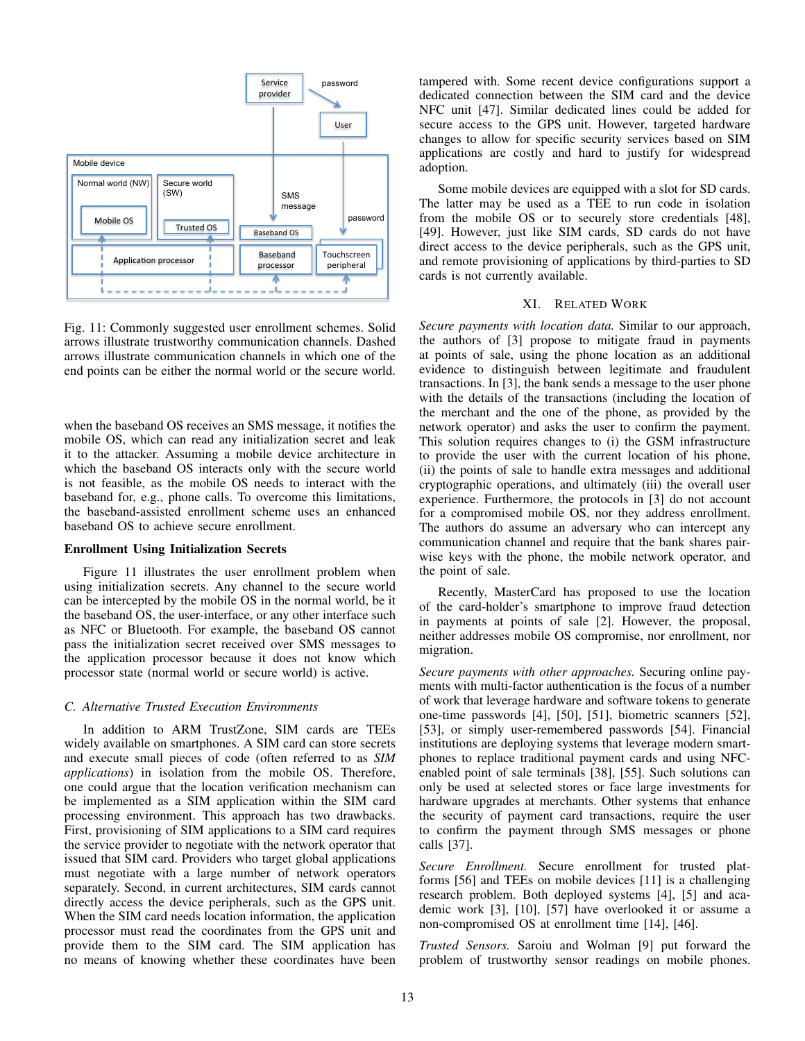Service provider

password

User

Mobile device

Normal world (NW)

Mobile OS

Secure world (SW)

Trusted OS

SMS message

Baseband OS

password

Application processor

Baseband processor

Touchscreen peripheral

Fig. 11: Commonly suggested user enrollment schemes. Solid arrows illustrate trustworthy communication channels. Dashed arrows illustrate communication channels in which one of the end points can be either the normal world or the secure world.

when the baseband OS receives an SMS message, it notifies the mobile OS, which can read any initialization secret and leak it to the attacker. Assuming a mobile device architecture in which the baseband OS interacts only with the secure world is not feasible, as the mobile OS needs to interact with the baseband for, e.g., phone calls. To overcome this limitations, the baseband-assisted enrollment scheme uses an enhanced baseband OS to achieve secure enrollment.

**Enrollment Using Initialization Secrets**

Figure 11 illustrates the user enrollment problem when using initialization secrets. Any channel to the secure world can be intercepted by the mobile OS in the normal world, be it the baseband OS, the user-interface, or any other interface such as NFC or Bluetooth. For example, the baseband OS cannot pass the initialization secret received over SMS messages to the application processor because it does not know which processor state (normal world or secure world) is active.

### *C. Alternative Trusted Execution Environments*

In addition to ARM TrustZone, SIM cards are TEEs widely available on smartphones. A SIM card can store secrets and execute small pieces of code (often referred to as *SIM applications*) in isolation from the mobile OS. Therefore, one could argue that the location verification mechanism can be implemented as a SIM application within the SIM card processing environment. This approach has two drawbacks. First, provisioning of SIM applications to a SIM card requires the service provider to negotiate with the network operator that issued that SIM card. Providers who target global applications must negotiate with a large number of network operators separately. Second, in current architectures, SIM cards cannot directly access the device peripherals, such as the GPS unit. When the SIM card needs location information, the application processor must read the coordinates from the GPS unit and provide them to the SIM card. The SIM application has no means of knowing whether these coordinates have been tampered with. Some recent device configurations support a dedicated connection between the SIM card and the device NFC unit [47]. Similar dedicated lines could be added for secure access to the GPS unit. However, targeted hardware changes to allow for specific security services based on SIM applications are costly and hard to justify for widespread adoption.

Some mobile devices are equipped with a slot for SD cards. The latter may be used as a TEE to run code in isolation from the mobile OS or to securely store credentials [48], [49]. However, just like SIM cards, SD cards do not have direct access to the device peripherals, such as the GPS unit, and remote provisioning of applications by third-parties to SD cards is not currently available.

## XI. Related Work

*Secure payments with location data.* Similar to our approach, the authors of [3] propose to mitigate fraud in payments at points of sale, using the phone location as an additional evidence to distinguish between legitimate and fraudulent transactions. In [3], the bank sends a message to the user phone with the details of the transactions (including the location of the merchant and the one of the phone, as provided by the network operator) and asks the user to confirm the payment. This solution requires changes to (i) the GSM infrastructure to provide the user with the current location of his phone, (ii) the points of sale to handle extra messages and additional cryptographic operations, and ultimately (iii) the overall user experience. Furthermore, the protocols in [3] do not account for a compromised mobile OS, nor they address enrollment. The authors do assume an adversary who can intercept any communication channel and require that the bank shares pairwise keys with the phone, the mobile network operator, and the point of sale.

Recently, MasterCard has proposed to use the location of the card-holder's smartphone to improve fraud detection in payments at points of sale [2]. However, the proposal, neither addresses mobile OS compromise, nor enrollment, nor migration.

*Secure payments with other approaches.* Securing online payments with multi-factor authentication is the focus of a number of work that leverage hardware and software tokens to generate one-time passwords [4], [50], [51], biometric scanners [52], [53], or simply user-remembered passwords [54]. Financial institutions are deploying systems that leverage modern smartphones to replace traditional payment cards and using NFC-enabled point of sale terminals [38], [55]. Such solutions can only be used at selected stores or face large investments for hardware upgrades at merchants. Other systems that enhance the security of payment card transactions, require the user to confirm the payment through SMS messages or phone calls [37].

*Secure Enrollment.* Secure enrollment for trusted platforms [56] and TEEs on mobile devices [11] is a challenging research problem. Both deployed systems [4], [5] and academic work [3], [10], [57] have overlooked it or assume a non-compromised OS at enrollment time [14], [46].

*Trusted Sensors.* Saroiu and Wolman [9] put forward the problem of trustworthy sensor readings on mobile phones.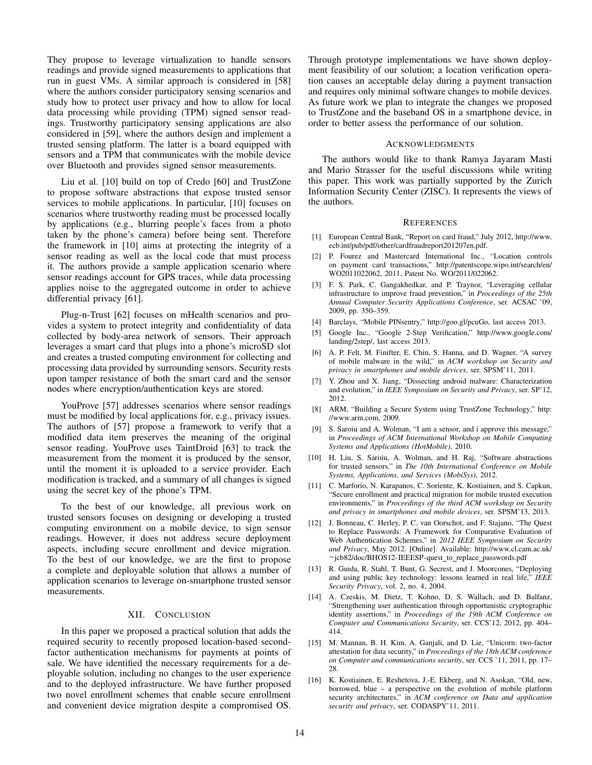They propose to leverage virtualization to handle sensors readings and provide signed measurements to applications that run in guest VMs. A similar approach is considered in [58] where the authors consider participatory sensing scenarios and study how to protect user privacy and how to allow for local data processing while providing (TPM) signed sensor readings. Trustworthy participatory sensing applications are also considered in [59], where the authors design and implement a trusted sensing platform. The latter is a board equipped with sensors and a TPM that communicates with the mobile device over Bluetooth and provides signed sensor measurements.

Liu et al. [10] build on top of Credo [60] and TrustZone to propose software abstractions that expose trusted sensor services to mobile applications. In particular, [10] focuses on scenarios where trustworthy reading must be processed locally by applications (e.g., blurring people's faces from a photo taken by the phone's camera) before being sent. Therefore the framework in [10] aims at protecting the integrity of a sensor reading as well as the local code that must process it. The authors provide a sample application scenario where sensor readings account for GPS traces, while data processing applies noise to the aggregated outcome in order to achieve differential privacy [61].

Plug-n-Trust [62] focuses on mHealth scenarios and provides a system to protect integrity and confidentiality of data collected by body-area network of sensors. Their approach leverages a smart card that plugs into a phone's microSD slot and creates a trusted computing environment for collecting and processing data provided by surrounding sensors. Security rests upon tamper resistance of both the smart card and the sensor nodes where encryption/authentication keys are stored.

YouProve [57] addresses scenarios where sensor readings must be modified by local applications for, e.g., privacy issues. The authors of [57] propose a framework to verify that a modified data item preserves the meaning of the original sensor reading. YouProve uses TaintDroid [63] to track the measurement from the moment it is produced by the sensor, until the moment it is uploaded to a service provider. Each modification is tracked, and a summary of all changes is signed using the secret key of the phone's TPM.

To the best of our knowledge, all previous work on trusted sensors focuses on designing or developing a trusted computing environment on a mobile device, to sign sensor readings. However, it does not address secure deployment aspects, including secure enrollment and device migration. To the best of our knowledge, we are the first to propose a complete and deployable solution that allows a number of application scenarios to leverage on-smartphone trusted sensor measurements.

## XII. Conclusion

In this paper we proposed a practical solution that adds the required security to recently proposed location-based second-factor authentication mechanisms for payments at points of sale. We have identified the necessary requirements for a deployable solution, including no changes to the user experience and to the deployed infrastructure. We have further proposed two novel enrollment schemes that enable secure enrollment and convenient device migration despite a compromised OS. Through prototype implementations we have shown deployment feasibility of our solution; a location verification operation causes an acceptable delay during a payment transaction and requires only minimal software changes to mobile devices. As future work we plan to integrate the changes we proposed to TrustZone and the baseband OS in a smartphone device, in order to better assess the performance of our solution.

## Acknowledgments

The authors would like to thank Ramya Jayaram Masti and Mario Strasser for the useful discussions while writing this paper. This work was partially supported by the Zurich Information Security Center (ZISC). It represents the views of the authors.

## References

[1] European Central Bank, "Report on card fraud," July 2012, http://www.ecb.int/pub/pdf/other/cardfraudreport201207en.pdf.

[2] P. Fourez and Mastercard International Inc., "Location controls on payment card transactions," http://patentscope.wipo.int/search/en/WO2011022062, 2011, Patent No. WO/2011/022062.

[3] F. S. Park, C. Gangakhedkar, and P. Traynor, "Leveraging cellular infrastructure to improve fraud prevention," in *Proceedings of the 25th Annual Computer Security Applications Conference*, ser. ACSAC '09, 2009, pp. 350–359.

[4] Barclays, "Mobile PINsentry," http://goo.gl/pcuGo, last access 2013.

[5] Google Inc., "Google 2-Step Verification," http://www.google.com/landing/2step/, last access 2013.

[6] A. P. Felt, M. Finifter, E. Chin, S. Hanna, and D. Wagner, "A survey of mobile malware in the wild," in *ACM workshop on Security and privacy in smartphones and mobile devices*, ser. SPSM'11, 2011.

[7] Y. Zhou and X. Jiang, "Dissecting android malware: Characterization and evolution," in *IEEE Symposium on Security and Privacy*, ser. SP'12, 2012.

[8] ARM, "Building a Secure System using TrustZone Technology," http://www.arm.com, 2009.

[9] S. Saroiu and A. Wolman, "I am a sensor, and i approve this message," in *Proceedings of ACM International Workshop on Mobile Computing Systems and Applications (HotMobile)*, 2010.

[10] H. Liu, S. Saroiu, A. Wolman, and H. Raj, "Software abstractions for trusted sensors," in *The 10th International Conference on Mobile Systems, Applications, and Services (MobiSys)*, 2012.

[11] C. Marforio, N. Karapanos, C. Soriente, K. Kostiainen, and S. Capkun, "Secure enrollment and practical migration for mobile trusted execution environments," in *Proceedings of the third ACM workshop on Security and privacy in smartphones and mobile devices*, ser. SPSM'13, 2013.

[12] J. Bonneau, C. Herley, P. C. van Oorschot, and F. Stajano, "The Quest to Replace Passwords: A Framework for Comparative Evaluation of Web Authentication Schemes," in *2012 IEEE Symposium on Security and Privacy*, May 2012. [Online]. Available: http://www.cl.cam.ac.uk/~jcb82/doc/BHOS12-IEEESP-quest_to_replace_passwords.pdf

[13] R. Guida, R. Stahl, T. Bunt, G. Secrest, and J. Moorcones, "Deploying and using public key technology: lessons learned in real life," *IEEE Security Privacy*, vol. 2, no. 4, 2004.

[14] A. Czeskis, M. Dietz, T. Kohno, D. S. Wallach, and D. Balfanz, "Strengthening user authentication through opportunistic cryptographic identity assertions," in *Proceedings of the 19th ACM Conference on Computer and Communications Security*, ser. CCS'12, 2012, pp. 404–414.

[15] M. Mannan, B. H. Kim, A. Ganjali, and D. Lie, "Unicorn: two-factor attestation for data security," in *Proceedings of the 18th ACM conference on Computer and communications security*, ser. CCS '11, 2011, pp. 17–28.

[16] K. Kostiainen, E. Reshetova, J.-E. Ekberg, and N. Asokan, "Old, new, borrowed, blue – a perspective on the evolution of mobile platform security architectures," in *ACM conference on Data and application security and privacy*, ser. CODASPY'11, 2011.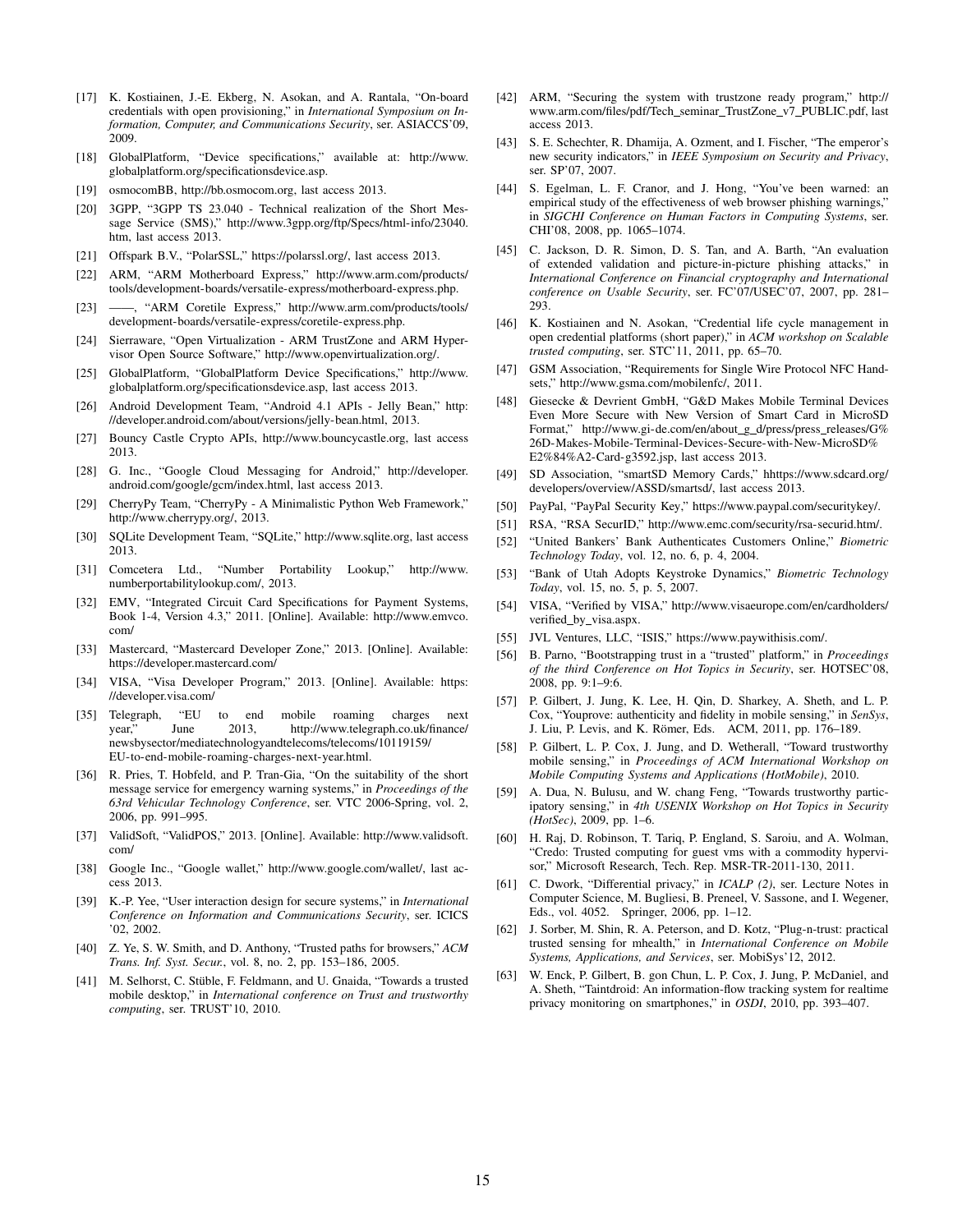[17] K. Kostiainen, J.-E. Ekberg, N. Asokan, and A. Rantala, "On-board credentials with open provisioning," in *International Symposium on Information, Computer, and Communications Security*, ser. ASIACCS'09, 2009.

[18] GlobalPlatform, "Device specifications," available at: http://www.globalplatform.org/specificationsdevice.asp.

[19] osmocomBB, http://bb.osmocom.org, last access 2013.

[20] 3GPP, "3GPP TS 23.040 - Technical realization of the Short Message Service (SMS)," http://www.3gpp.org/ftp/Specs/html-info/23040.htm, last access 2013.

[21] Offspark B.V., "PolarSSL," https://polarssl.org/, last access 2013.

[22] ARM, "ARM Motherboard Express," http://www.arm.com/products/tools/development-boards/versatile-express/motherboard-express.php.

[23] ——, "ARM Coretile Express," http://www.arm.com/products/tools/development-boards/versatile-express/coretile-express.php.

[24] Sierraware, "Open Virtualization - ARM TrustZone and ARM Hypervisor Open Source Software," http://www.openvirtualization.org/.

[25] GlobalPlatform, "GlobalPlatform Device Specifications," http://www.globalplatform.org/specificationsdevice.asp, last access 2013.

[26] Android Development Team, "Android 4.1 APIs - Jelly Bean," http://developer.android.com/about/versions/jelly-bean.html, 2013.

[27] Bouncy Castle Crypto APIs, http://www.bouncycastle.org, last access 2013.

[28] G. Inc., "Google Cloud Messaging for Android," http://developer.android.com/google/gcm/index.html, last access 2013.

[29] CherryPy Team, "CherryPy - A Minimalistic Python Web Framework," http://www.cherrypy.org/, 2013.

[30] SQLite Development Team, "SQLite," http://www.sqlite.org, last access 2013.

[31] Comcetera Ltd., "Number Portability Lookup," http://www.numberportabilitylookup.com/, 2013.

[32] EMV, "Integrated Circuit Card Specifications for Payment Systems, Book 1-4, Version 4.3," 2011. [Online]. Available: http://www.emvco.com/

[33] Mastercard, "Mastercard Developer Zone," 2013. [Online]. Available: https://developer.mastercard.com/

[34] VISA, "Visa Developer Program," 2013. [Online]. Available: https://developer.visa.com/

[35] Telegraph, "EU to end mobile roaming charges next year," June 2013, http://www.telegraph.co.uk/finance/newsbysector/mediatechnologyandtelecoms/telecoms/10119159/EU-to-end-mobile-roaming-charges-next-year.html.

[36] R. Pries, T. Hobfeld, and P. Tran-Gia, "On the suitability of the short message service for emergency warning systems," in *Proceedings of the 63rd Vehicular Technology Conference*, ser. VTC 2006-Spring, vol. 2, 2006, pp. 991–995.

[37] ValidSoft, "ValidPOS," 2013. [Online]. Available: http://www.validsoft.com/

[38] Google Inc., "Google wallet," http://www.google.com/wallet/, last access 2013.

[39] K.-P. Yee, "User interaction design for secure systems," in *International Conference on Information and Communications Security*, ser. ICICS '02, 2002.

[40] Z. Ye, S. W. Smith, and D. Anthony, "Trusted paths for browsers," *ACM Trans. Inf. Syst. Secur.*, vol. 8, no. 2, pp. 153–186, 2005.

[41] M. Selhorst, C. Stüble, F. Feldmann, and U. Gnaida, "Towards a trusted mobile desktop," in *International conference on Trust and trustworthy computing*, ser. TRUST'10, 2010.

[42] ARM, "Securing the system with trustzone ready program," http://www.arm.com/files/pdf/Tech_seminar_TrustZone_v7_PUBLIC.pdf, last access 2013.

[43] S. E. Schechter, R. Dhamija, A. Ozment, and I. Fischer, "The emperor's new security indicators," in *IEEE Symposium on Security and Privacy*, ser. SP'07, 2007.

[44] S. Egelman, L. F. Cranor, and J. Hong, "You've been warned: an empirical study of the effectiveness of web browser phishing warnings," in *SIGCHI Conference on Human Factors in Computing Systems*, ser. CHI'08, 2008, pp. 1065–1074.

[45] C. Jackson, D. R. Simon, D. S. Tan, and A. Barth, "An evaluation of extended validation and picture-in-picture phishing attacks," in *International Conference on Financial cryptography and International conference on Usable Security*, ser. FC'07/USEC'07, 2007, pp. 281–293.

[46] K. Kostiainen and N. Asokan, "Credential life cycle management in open credential platforms (short paper)," in *ACM workshop on Scalable trusted computing*, ser. STC'11, 2011, pp. 65–70.

[47] GSM Association, "Requirements for Single Wire Protocol NFC Handsets," http://www.gsma.com/mobilenfc/, 2011.

[48] Giesecke & Devrient GmbH, "G&D Makes Mobile Terminal Devices Even More Secure with New Version of Smart Card in MicroSD Format," http://www.gi-de.com/en/about_g_d/press/press_releases/G%26D-Makes-Mobile-Terminal-Devices-Secure-with-New-MicroSD%E2%84%A2-Card-g3592.jsp, last access 2013.

[49] SD Association, "smartSD Memory Cards," hhttps://www.sdcard.org/developers/overview/ASSD/smartsd/, last access 2013.

[50] PayPal, "PayPal Security Key," https://www.paypal.com/securitykey/.

[51] RSA, "RSA SecurID," http://www.emc.com/security/rsa-securid.htm/.

[52] "United Bankers' Bank Authenticates Customers Online," *Biometric Technology Today*, vol. 12, no. 6, p. 4, 2004.

[53] "Bank of Utah Adopts Keystroke Dynamics," *Biometric Technology Today*, vol. 15, no. 5, p. 5, 2007.

[54] VISA, "Verified by VISA," http://www.visaeurope.com/en/cardholders/verified_by_visa.aspx.

[55] JVL Ventures, LLC, "ISIS," https://www.paywithisis.com/.

[56] B. Parno, "Bootstrapping trust in a "trusted" platform," in *Proceedings of the third Conference on Hot Topics in Security*, ser. HOTSEC'08, 2008, pp. 9:1–9:6.

[57] P. Gilbert, J. Jung, K. Lee, H. Qin, D. Sharkey, A. Sheth, and L. P. Cox, "Youprove: authenticity and fidelity in mobile sensing," in *SenSys*, J. Liu, P. Levis, and K. Römer, Eds. ACM, 2011, pp. 176–189.

[58] P. Gilbert, L. P. Cox, J. Jung, and D. Wetherall, "Toward trustworthy mobile sensing," in *Proceedings of ACM International Workshop on Mobile Computing Systems and Applications (HotMobile)*, 2010.

[59] A. Dua, N. Bulusu, and W. chang Feng, "Towards trustworthy participatory sensing," in *4th USENIX Workshop on Hot Topics in Security (HotSec)*, 2009, pp. 1–6.

[60] H. Raj, D. Robinson, T. Tariq, P. England, S. Saroiu, and A. Wolman, "Credo: Trusted computing for guest vms with a commodity hypervisor," Microsoft Research, Tech. Rep. MSR-TR-2011-130, 2011.

[61] C. Dwork, "Differential privacy," in *ICALP (2)*, ser. Lecture Notes in Computer Science, M. Bugliesi, B. Preneel, V. Sassone, and I. Wegener, Eds., vol. 4052. Springer, 2006, pp. 1–12.

[62] J. Sorber, M. Shin, R. A. Peterson, and D. Kotz, "Plug-n-trust: practical trusted sensing for mhealth," in *International Conference on Mobile Systems, Applications, and Services*, ser. MobiSys'12, 2012.

[63] W. Enck, P. Gilbert, B. gon Chun, L. P. Cox, J. Jung, P. McDaniel, and A. Sheth, "Taintdroid: An information-flow tracking system for realtime privacy monitoring on smartphones," in *OSDI*, 2010, pp. 393–407.